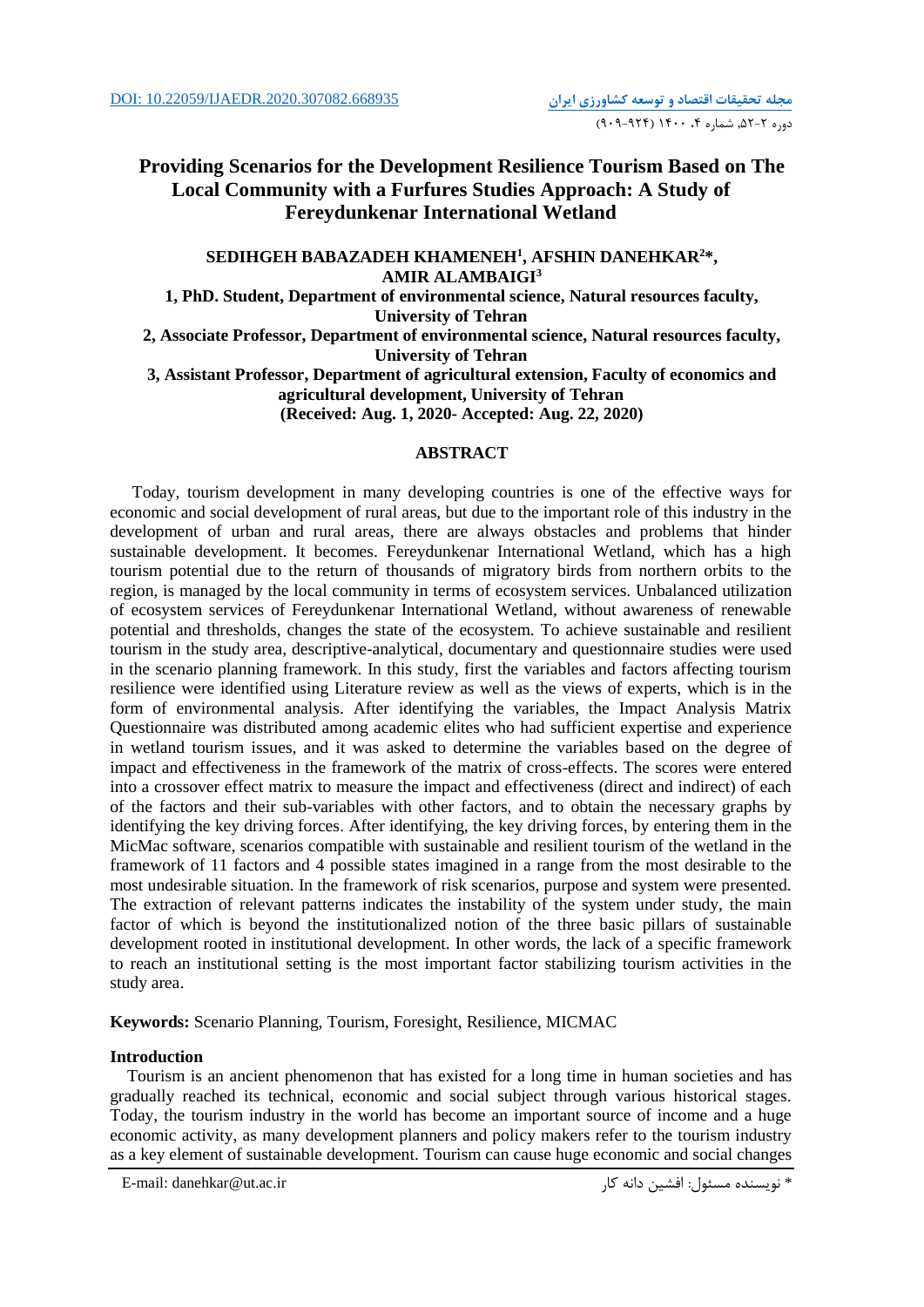DOI: 10.22059/IJAEDR.2020.307082.668935

# Providing Scenarios for the Development Resilience Tourism Based on The Local Community with a Furfures Studies Approach: A Study of Fereydunkenar International Wetland

**SEDIHGEH BABAZADEH KHAMENEH[1], AFSHIN DANEHKAR[2]*, AMIR ALAMBAIGI[3]**

**1, PhD. Student, Department of environmental science, Natural resources faculty, University of Tehran**

**2, Associate Professor, Department of environmental science, Natural resources faculty, University of Tehran**

**3, Assistant Professor, Department of agricultural extension, Faculty of economics and agricultural development, University of Tehran**

**(Received: Aug. 1, 2020- Accepted: Aug. 22, 2020)**

## ABSTRACT

Today, tourism development in many developing countries is one of the effective ways for economic and social development of rural areas, but due to the important role of this industry in the development of urban and rural areas, there are always obstacles and problems that hinder sustainable development. It becomes. Fereydunkenar International Wetland, which has a high tourism potential due to the return of thousands of migratory birds from northern orbits to the region, is managed by the local community in terms of ecosystem services. Unbalanced utilization of ecosystem services of Fereydunkenar International Wetland, without awareness of renewable potential and thresholds, changes the state of the ecosystem. To achieve sustainable and resilient tourism in the study area, descriptive-analytical, documentary and questionnaire studies were used in the scenario planning framework. In this study, first the variables and factors affecting tourism resilience were identified using Literature review as well as the views of experts, which is in the form of environmental analysis. After identifying the variables, the Impact Analysis Matrix Questionnaire was distributed among academic elites who had sufficient expertise and experience in wetland tourism issues, and it was asked to determine the variables based on the degree of impact and effectiveness in the framework of the matrix of cross-effects. The scores were entered into a crossover effect matrix to measure the impact and effectiveness (direct and indirect) of each of the factors and their sub-variables with other factors, and to obtain the necessary graphs by identifying the key driving forces. After identifying, the key driving forces, by entering them in the MicMac software, scenarios compatible with sustainable and resilient tourism of the wetland in the framework of 11 factors and 4 possible states imagined in a range from the most desirable to the most undesirable situation. In the framework of risk scenarios, purpose and system were presented. The extraction of relevant patterns indicates the instability of the system under study, the main factor of which is beyond the institutionalized notion of the three basic pillars of sustainable development rooted in institutional development. In other words, the lack of a specific framework to reach an institutional setting is the most important factor stabilizing tourism activities in the study area.

**Keywords:** Scenario Planning, Tourism, Foresight, Resilience, MICMAC

## Introduction

Tourism is an ancient phenomenon that has existed for a long time in human societies and has gradually reached its technical, economic and social subject through various historical stages. Today, the tourism industry in the world has become an important source of income and a huge economic activity, as many development planners and policy makers refer to the tourism industry as a key element of sustainable development. Tourism can cause huge economic and social changes

E-mail: danehkar@ut.ac.ir

* نویسنده مسئول: افشین دانه کار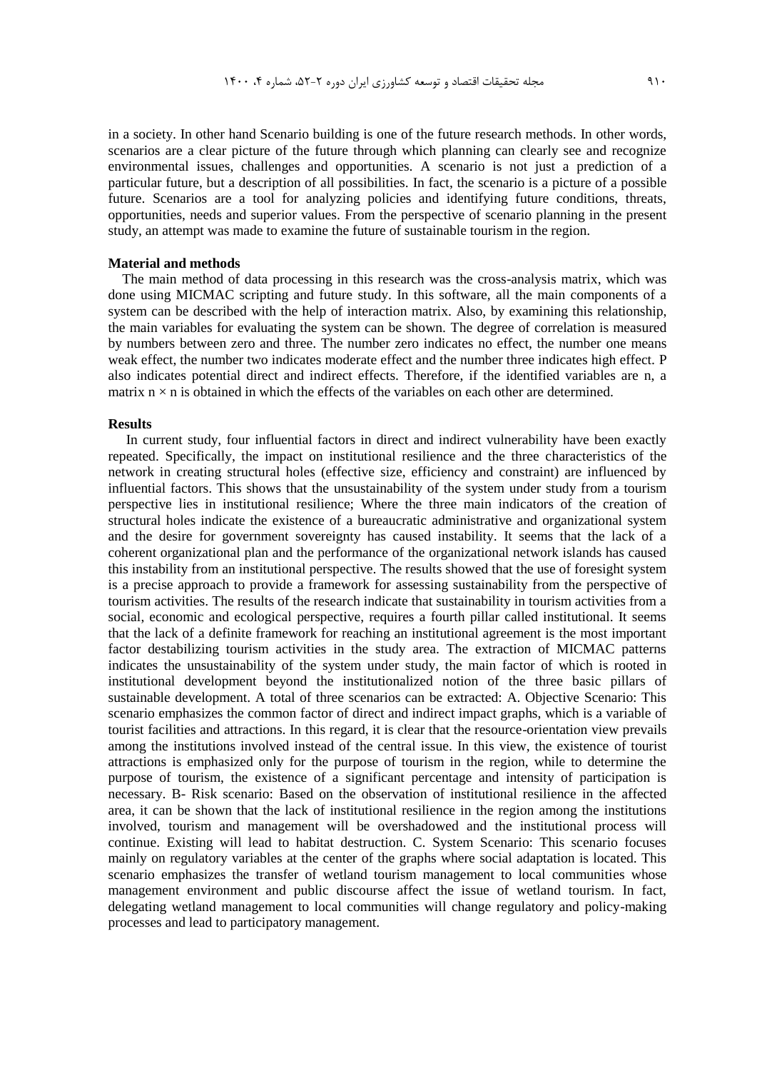in a society. In other hand Scenario building is one of the future research methods. In other words, scenarios are a clear picture of the future through which planning can clearly see and recognize environmental issues, challenges and opportunities. A scenario is not just a prediction of a particular future, but a description of all possibilities. In fact, the scenario is a picture of a possible future. Scenarios are a tool for analyzing policies and identifying future conditions, threats, opportunities, needs and superior values. From the perspective of scenario planning in the present study, an attempt was made to examine the future of sustainable tourism in the region.

**Material and methods**

The main method of data processing in this research was the cross-analysis matrix, which was done using MICMAC scripting and future study. In this software, all the main components of a system can be described with the help of interaction matrix. Also, by examining this relationship, the main variables for evaluating the system can be shown. The degree of correlation is measured by numbers between zero and three. The number zero indicates no effect, the number one means weak effect, the number two indicates moderate effect and the number three indicates high effect. P also indicates potential direct and indirect effects. Therefore, if the identified variables are n, a matrix $n \times n$ is obtained in which the effects of the variables on each other are determined.

**Results**

In current study, four influential factors in direct and indirect vulnerability have been exactly repeated. Specifically, the impact on institutional resilience and the three characteristics of the network in creating structural holes (effective size, efficiency and constraint) are influenced by influential factors. This shows that the unsustainability of the system under study from a tourism perspective lies in institutional resilience; Where the three main indicators of the creation of structural holes indicate the existence of a bureaucratic administrative and organizational system and the desire for government sovereignty has caused instability. It seems that the lack of a coherent organizational plan and the performance of the organizational network islands has caused this instability from an institutional perspective. The results showed that the use of foresight system is a precise approach to provide a framework for assessing sustainability from the perspective of tourism activities. The results of the research indicate that sustainability in tourism activities from a social, economic and ecological perspective, requires a fourth pillar called institutional. It seems that the lack of a definite framework for reaching an institutional agreement is the most important factor destabilizing tourism activities in the study area. The extraction of MICMAC patterns indicates the unsustainability of the system under study, the main factor of which is rooted in institutional development beyond the institutionalized notion of the three basic pillars of sustainable development. A total of three scenarios can be extracted: A. Objective Scenario: This scenario emphasizes the common factor of direct and indirect impact graphs, which is a variable of tourist facilities and attractions. In this regard, it is clear that the resource-orientation view prevails among the institutions involved instead of the central issue. In this view, the existence of tourist attractions is emphasized only for the purpose of tourism in the region, while to determine the purpose of tourism, the existence of a significant percentage and intensity of participation is necessary. B- Risk scenario: Based on the observation of institutional resilience in the affected area, it can be shown that the lack of institutional resilience in the region among the institutions involved, tourism and management will be overshadowed and the institutional process will continue. Existing will lead to habitat destruction. C. System Scenario: This scenario focuses mainly on regulatory variables at the center of the graphs where social adaptation is located. This scenario emphasizes the transfer of wetland tourism management to local communities whose management environment and public discourse affect the issue of wetland tourism. In fact, delegating wetland management to local communities will change regulatory and policy-making processes and lead to participatory management.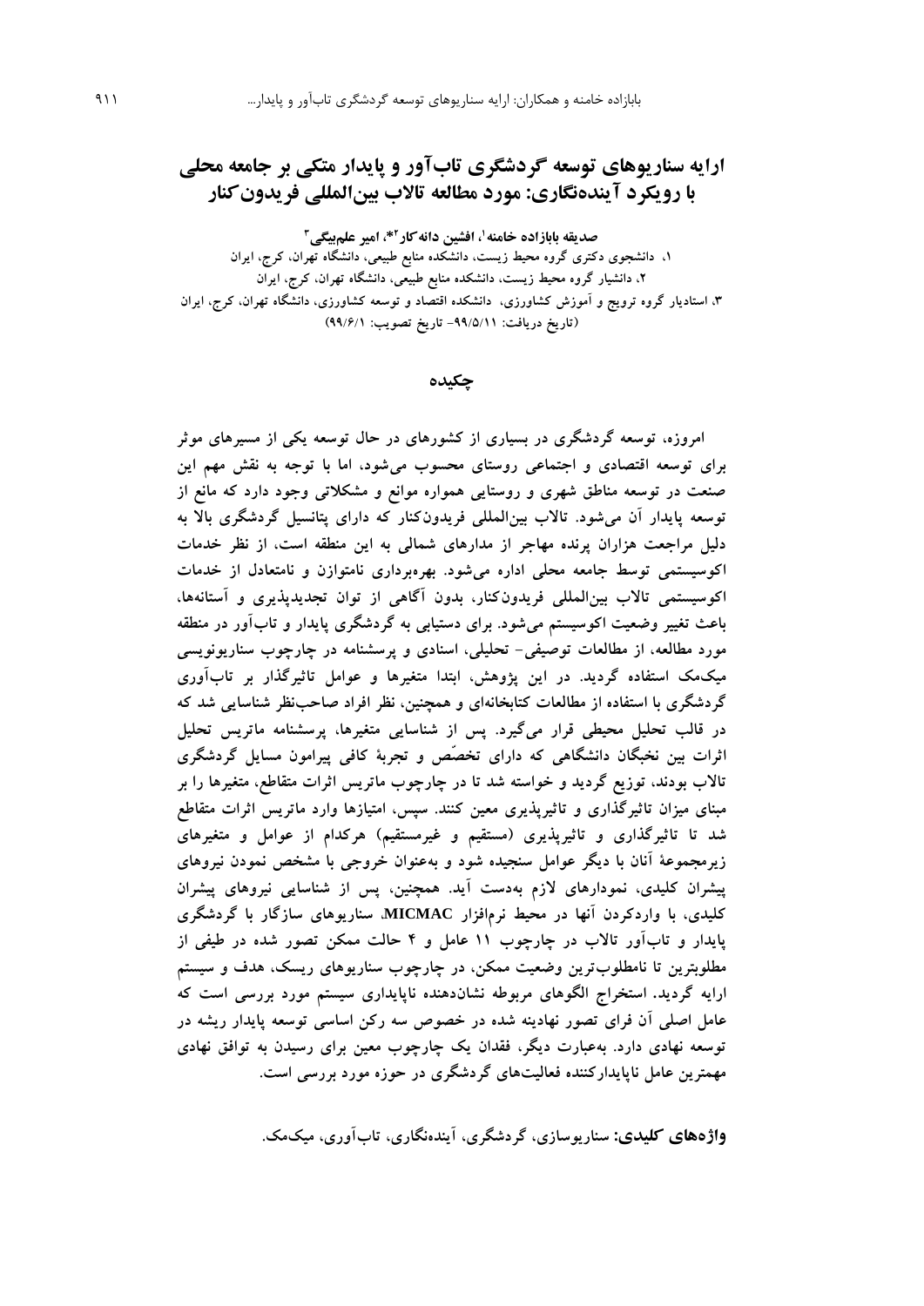# ارایه سناریوهای توسعه گردشگری تاب‌آور و پایدار متکی بر جامعه محلی با رویکرد آینده‌نگاری: مورد مطالعه تالاب بین‌المللی فریدون‌کنار

**صدیقه بابازاده خامنه[۱]، افشین دانه‌کار[۲]*، امیر علم‌بیگی[۳]**

۱، دانشجوی دکتری گروه محیط زیست، دانشکده منابع طبیعی، دانشگاه تهران، کرج، ایران

۲، دانشیار گروه محیط زیست، دانشکده منابع طبیعی، دانشگاه تهران، کرج، ایران

۳، استادیار گروه ترویج و آموزش کشاورزی، دانشکده اقتصاد و توسعه کشاورزی، دانشگاه تهران، کرج، ایران

(تاریخ دریافت: ۹۹/۵/۱۱- تاریخ تصویب: ۹۹/۶/۱)

## چکیده

امروزه، توسعه گردشگری در بسیاری از کشورهای در حال توسعه یکی از مسیرهای موثر برای توسعه اقتصادی و اجتماعی روستای محسوب می‌شود، اما با توجه به نقش مهم این صنعت در توسعه مناطق شهری و روستایی همواره موانع و مشکلاتی وجود دارد که مانع از توسعه پایدار آن می‌شود. تالاب بین‌المللی فریدون‌کنار که دارای پتانسیل گردشگری بالا به دلیل مراجعت هزاران پرنده مهاجر از مدارهای شمالی به این منطقه است، از نظر خدمات اکوسیستمی توسط جامعه محلی اداره می‌شود. بهره‌برداری نامتوازن و نامتعادل از خدمات اکوسیستمی تالاب بین‌المللی فریدون‌کنار، بدون آگاهی از توان تجدیدپذیری و آستانه‌ها، باعث تغییر وضعیت اکوسیستم می‌شود. برای دستیابی به گردشگری پایدار و تاب‌آور در منطقه مورد مطالعه، از مطالعات توصیفی- تحلیلی، اسنادی و پرسشنامه در چارچوب سناریونویسی میک‌مک استفاده گردید. در این پژوهش، ابتدا متغیرها و عوامل تاثیرگذار بر تاب‌آوری گردشگری با استفاده از مطالعات کتابخانه‌ای و همچنین، نظر افراد صاحب‌نظر شناسایی شد که در قالب تحلیل محیطی قرار می‌گیرد. پس از شناسایی متغیرها، پرسشنامه ماتریس تحلیل اثرات بین نخبگان دانشگاهی که دارای تخصّص و تجربهٔ کافی پیرامون مسایل گردشگری تالاب بودند، توزیع گردید و خواسته شد تا در چارچوب ماتریس اثرات متقاطع، متغیرها را بر مبنای میزان تاثیرگذاری و تاثیرپذیری معین کنند. سپس، امتیازها وارد ماتریس اثرات متقاطع شد تا تاثیرگذاری و تاثیرپذیری (مستقیم و غیرمستقیم) هرکدام از عوامل و متغیرهای زیرمجموعهٔ آنان با دیگر عوامل سنجیده شود و به‌عنوان خروجی با مشخص نمودن نیروهای پیشران کلیدی، نمودارهای لازم به‌دست آید. همچنین، پس از شناسایی نیروهای پیشران کلیدی، با واردکردن آنها در محیط نرم‌افزار MICMAC، سناریوهای سازگار با گردشگری پایدار و تاب‌آور تالاب در چارچوب ۱۱ عامل و ۴ حالت ممکن تصور شده در طیفی از مطلوبترین تا نامطلوب‌ترین وضعیت ممکن، در چارچوب سناریوهای ریسک، هدف و سیستم ارایه گردید. استخراج الگوهای مربوطه نشان‌دهنده ناپایداری سیستم مورد بررسی است که عامل اصلی آن فرای تصور نهادینه شده در خصوص سه رکن اساسی توسعه پایدار ریشه در توسعه نهادی دارد. به‌عبارت دیگر، فقدان یک چارچوب معین برای رسیدن به توافق نهادی مهمترین عامل ناپایدارکننده فعالیت‌های گردشگری در حوزه مورد بررسی است.

**واژه‌های کلیدی:** سناریوسازی، گردشگری، آینده‌نگاری، تاب‌آوری، میک‌مک.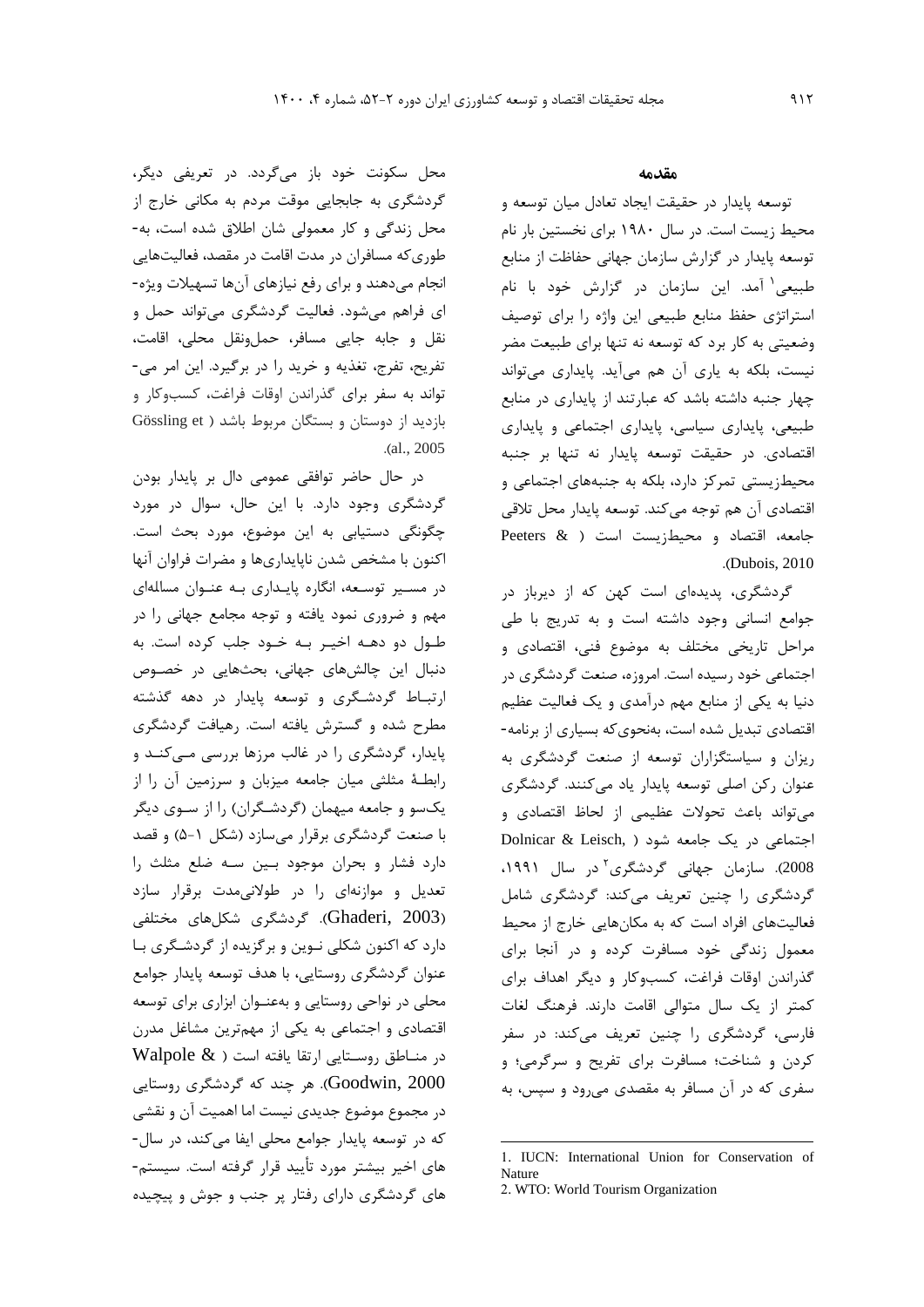## مقدمه

توسعه پایدار در حقیقت ایجاد تعادل میان توسعه و محیط زیست است. در سال ۱۹۸۰ برای نخستین بار نام توسعه پایدار در گزارش سازمان جهانی حفاظت از منابع طبیعی[1] آمد. این سازمان در گزارش خود با نام استراتژی حفظ منابع طبیعی این واژه را برای توصیف وضعیتی به کار برد که توسعه نه تنها برای طبیعت مضر نیست، بلکه به یاری آن هم می‌آید. پایداری می‌تواند چهار جنبه داشته باشد که عبارتند از پایداری در منابع طبیعی، پایداری سیاسی، پایداری اجتماعی و پایداری اقتصادی. در حقیقت توسعه پایدار نه تنها بر جنبه محیط‌زیستی تمرکز دارد، بلکه به جنبه‌های اجتماعی و اقتصادی آن هم توجه می‌کند. توسعه پایدار محل تلاقی جامعه، اقتصاد و محیط‌زیست است (Peeters & Dubois, 2010).

گردشگری، پدیده‌ای است کهن که از دیرباز در جوامع انسانی وجود داشته است و به تدریج با طی مراحل تاریخی مختلف به موضوع فنی، اقتصادی و اجتماعی خود رسیده است. امروزه، صنعت گردشگری در دنیا به یکی از منابع مهم درآمدی و یک فعالیت عظیم اقتصادی تبدیل شده است، به‌نحوی‌که بسیاری از برنامه‌ریزان و سیاستگزاران توسعه از صنعت گردشگری به عنوان رکن اصلی توسعه پایدار یاد می‌کنند. گردشگری می‌تواند باعث تحولات عظیمی از لحاظ اقتصادی و اجتماعی در یک جامعه شود (Dolnicar & Leisch, 2008). سازمان جهانی گردشگری[2] در سال ۱۹۹۱، گردشگری را چنین تعریف می‌کند: گردشگری شامل فعالیت‌های افراد است که به مکان‌هایی خارج از محیط معمول زندگی خود مسافرت کرده و در آنجا برای گذراندن اوقات فراغت، کسب‌وکار و دیگر اهداف برای کمتر از یک سال متوالی اقامت دارند. فرهنگ لغات فارسی، گردشگری را چنین تعریف می‌کند: در سفر کردن و شناخت؛ مسافرت برای تفریح و سرگرمی؛ و سفری که در آن مسافر به مقصدی می‌رود و سپس، به محل سکونت خود باز می‌گردد. در تعریفی دیگر، گردشگری به جابجایی موقت مردم به مکانی خارج از محل زندگی و کار معمولی شان اطلاق شده است، به‌طوری‌که مسافران در مدت اقامت در مقصد، فعالیت‌هایی انجام می‌دهند و برای رفع نیازهای آن‌ها تسهیلات ویژه‌ای فراهم می‌شود. فعالیت گردشگری می‌تواند حمل و نقل و جابه جایی مسافر، حمل‌ونقل محلی، اقامت، تفریح، تفرج، تغذیه و خرید را در برگیرد. این امر می‌تواند به سفر برای گذراندن اوقات فراغت، کسب‌وکار و بازدید از دوستان و بستگان مربوط باشد (Gössling et al., 2005).

در حال حاضر توافقی عمومی دال بر پایدار بودن گردشگری وجود دارد. با این حال، سوال در مورد چگونگی دستیابی به این موضوع، مورد بحث است. اکنون با مشخص شدن ناپایداری‌ها و مضرات فراوان آنها در مسیر توسعه، انگاره پایداری به عنوان مساله‌ای مهم و ضروری نمود یافته و توجه مجامع جهانی را در طول دو دهه اخیر به خود جلب کرده است. به دنبال این چالش‌های جهانی، بحث‌هایی در خصوص ارتباط گردشگری و توسعه پایدار در دهه گذشته مطرح شده و گسترش یافته است. رهیافت گردشگری پایدار، گردشگری را در غالب مرزها بررسی می‌کند و رابطهٔ مثلثی میان جامعه میزبان و سرزمین آن را از یک‌سو و جامعه میهمان (گردشگران) را از سوی دیگر با صنعت گردشگری برقرار می‌سازد (شکل ۱-۵) و قصد دارد فشار و بحران موجود بین سه ضلع مثلث را تعدیل و موازنه‌ای را در طولانی‌مدت برقرار سازد (Ghaderi, 2003). گردشگری شکل‌های مختلفی دارد که اکنون شکلی نوین و برگزیده از گردشگری با عنوان گردشگری روستایی، با هدف توسعه پایدار جوامع محلی در نواحی روستایی و به‌عنوان ابزاری برای توسعه اقتصادی و اجتماعی به یکی از مهم‌ترین مشاغل مدرن در مناطق روستایی ارتقا یافته است (Walpole & Goodwin, 2000). هر چند که گردشگری روستایی در مجموع موضوع جدیدی نیست اما اهمیت آن و نقشی که در توسعه پایدار جوامع محلی ایفا می‌کند، در سال‌های اخیر بیشتر مورد تأیید قرار گرفته است. سیستم‌های گردشگری دارای رفتار پر جنب و جوش و پیچیده

---

1. IUCN: International Union for Conservation of Nature
2. WTO: World Tourism Organization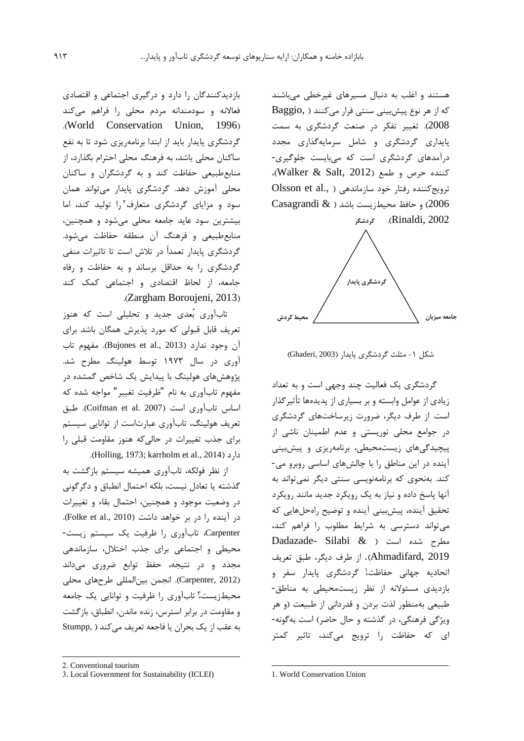هستند و اغلب به دنبال مسیرهای غیرخطی می‌باشند که از هر نوع پیش‌بینی سنتی فرار می‌کنند (Baggio, 2008). تغییر تفکر در صنعت گردشگری به سمت پایداری گردشگری و شامل سرمایه‌گذاری مجدد درآمدهای گردشگری است که می‌بایست جلوگیری‌کننده حرص و طمع (Walker & Salt, 2012)، ترویج‌کننده رفتار خود سازماندهی (Olsson et al., 2006) و حافظ محیط‌زیست باشد (Casagrandi & Rinaldi, 2002).

گردشگر

گردشگری پایدار

محیط گردش　　　جامعه میزبان

شکل ۱- مثلث گردشگری پایدار (Ghaderi, 2003)

گردشگری یک فعالیت چند وجهی است و به تعداد زیادی از عوامل وابسته و بر بسیاری از پدیده‌ها تأثیرگذار است. از طرف دیگر، ضرورت زیرساخت‌های گردشگری در جوامع محلی توریستی و عدم اطمینان ناشی از پیچیدگی‌های زیست‌محیطی، برنامه‌ریزی و پیش‌بینی آینده در این مناطق را با چالش‌های اساسی روبرو می‌کند. به‌نحوی که برنامه‌نویسی سنتی دیگر نمی‌تواند به آنها پاسخ داده و نیاز به یک رویکرد جدید مانند رویکرد تحقیق آینده، پیش‌بینی آینده و توضیح راه‌حل‌هایی که می‌تواند دسترسی به شرایط مطلوب را فراهم کند، مطرح شده است (Dadazade- Silabi & Ahmadifard, 2019). از طرف دیگر، طبق تعریف اتحادیه جهانی حفاظت[1] گردشگری پایدار سفر و بازدیدی مسئولانه از نظر زیست‌محیطی به مناطق‌طبیعی به‌منظور لذت بردن و قدردانی از طبیعت (و هر ویژگی فرهنگی، در گذشته و حال حاضر) است به‌گونه‌ای که حفاظت را ترویج می‌کند، تاثیر کمتر بازدیدکنندگان را دارد و درگیری اجتماعی و اقتصادی فعالانه و سودمندانه مردم محلی را فراهم می‌کند (World Conservation Union, 1996). گردشگری پایدار باید از ابتدا برنامه‌ریزی شود تا به نفع ساکنان محلی باشد، به فرهنگ محلی احترام بگذارد، از منابع‌طبیعی حفاظت کند و به گردشگران و ساکنان محلی آموزش دهد. گردشگری پایدار می‌تواند همان سود و مزایای گردشگری متعارف[2] را تولید کند، اما بیشترین سود عاید جامعه محلی می‌شود و همچنین، منابع‌طبیعی و فرهنگ آن منطقه حفاظت می‌شود. گردشگری پایدار تعمداً در تلاش است تا تاثیرات منفی گردشگری را به حداقل برساند و به حفاظت و رفاه جامعه، از لحاظ اقتصادی و اجتماعی کمک کند (Zargham Boroujeni, 2013).

تاب‌آوری بُعدی جدید و تحلیلی است که هنوز تعریف قابل قبولی که مورد پذیرش همگان باشد برای آن وجود ندارد (Bujones et al., 2013). مفهوم تاب آوری در سال ۱۹۷۳ توسط هولینگ مطرح شد. پژوهش‌های هولینگ با پیدایش یک شاخص گمشده در مفهوم تاب‌آوری به نام "ظرفیت تغییر" مواجه شده که اساس تاب‌آوری است (Coifman et al. 2007). طبق تعریف هولینگ، تاب‌آوری عبارت‌است از توانایی سیستم برای جذب تغییرات در حالی‌که هنوز مقاومت قبلی را دارد (Holling, 1973; karrholm et al., 2014).

از نظر فولکه، تاب‌آوری همیشه سیستم بازگشت به گذشته یا تعادل نیست، بلکه احتمال انطباق و دگرگونی در وضعیت موجود و همچنین، احتمال بقاء و تغییرات در آینده را در بر خواهد داشت (Folke et al., 2010). Carpenter، تاب‌آوری را ظرفیت یک سیستم زیست‌محیطی و اجتماعی برای جذب اختلال، سازماندهی مجدد و در نتیجه، حفظ توابع ضروری می‌داند (Carpenter, 2012). انجمن بین‌المللی طرح‌های محلی محیط‌زیست[3] تاب‌آوری را ظرفیت و توانایی یک جامعه و مقاومت در برابر استرس، زنده ماندن، انطباق، بازگشت به عقب از یک بحران یا فاجعه تعریف می‌کند (Stumpp,

---

1. World Conservation Union

2. Conventional tourism

3. Local Government for Sustainability (ICLEI)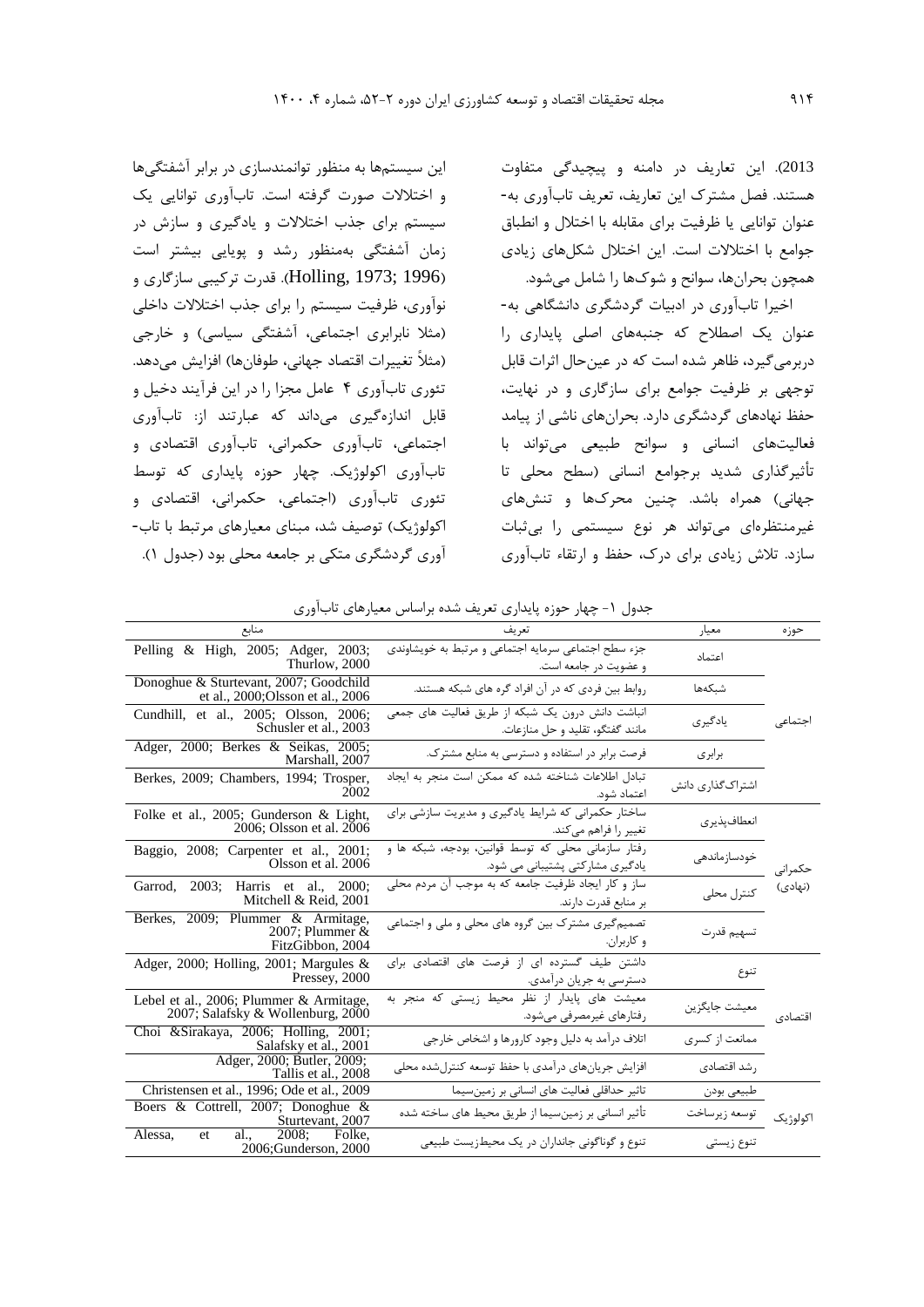2013). این تعاریف در دامنه و پیچیدگی متفاوت هستند. فصل مشترک این تعاریف، تعریف تاب‌آوری به‌عنوان توانایی یا ظرفیت برای مقابله با اختلال و انطباق جوامع با اختلالات است. این اختلال شکل‌های زیادی همچون بحران‌ها، سوانح و شوک‌ها را شامل می‌شود.

اخیرا تاب‌آوری در ادبیات گردشگری دانشگاهی به‌عنوان یک اصطلاح که جنبه‌های اصلی پایداری را دربرمی‌گیرد، ظاهر شده است که در عین‌حال اثرات قابل توجهی بر ظرفیت جوامع برای سازگاری و در نهایت، حفظ نهادهای گردشگری دارد. بحران‌های ناشی از پیامد فعالیت‌های انسانی و سوانح طبیعی می‌تواند با تأثیرگذاری شدید برجوامع انسانی (سطح محلی تا جهانی) همراه باشد. چنین محرک‌ها و تنش‌های غیرمنتظره‌ای می‌تواند هر نوع سیستمی را بی‌ثبات سازد. تلاش زیادی برای درک، حفظ و ارتقاء تاب‌آوری این سیستم‌ها به منظور توانمندسازی در برابر آشفتگی‌ها و اختلالات صورت گرفته است. تاب‌آوری توانایی یک سیستم برای جذب اختلالات و یادگیری و سازش در زمان آشفتگی به‌منظور رشد و پویایی بیشتر است (Holling, 1973; 1996). قدرت ترکیبی سازگاری و نوآوری، ظرفیت سیستم را برای جذب اختلالات داخلی (مثلا نابرابری اجتماعی، آشفتگی سیاسی) و خارجی (مثلاً تغییرات اقتصاد جهانی، طوفان‌ها) افزایش می‌دهد. تئوری تاب‌آوری ۴ عامل مجزا را در این فرآیند دخیل و قابل اندازه‌گیری می‌داند که عبارتند از: تاب‌آوری اجتماعی، تاب‌آوری حکمرانی، تاب‌آوری اقتصادی و تاب‌آوری اکولوژیک. چهار حوزه پایداری که توسط تئوری تاب‌آوری (اجتماعی، حکمرانی، اقتصادی و اکولوژیک) توصیف شد، مبنای معیارهای مرتبط با تاب‌آوری گردشگری متکی بر جامعه محلی بود (جدول ۱).

جدول ۱- چهار حوزه پایداری تعریف شده براساس معیارهای تاب‌آوری

| حوزه | معیار | تعریف | منابع |
|---|---|---|---|
| اجتماعی | اعتماد | جزء سطح اجتماعی سرمایه اجتماعی و مرتبط به خویشاوندی و عضویت در جامعه است. | Pelling & High, 2005; Adger, 2003; Thurlow, 2000 |
| | شبکه‌ها | روابط بین فردی که در آن افراد گره های شبکه هستند. | Donoghue & Sturtevant, 2007; Goodchild et al., 2000;Olsson et al., 2006 |
| | یادگیری | انباشت دانش درون یک شبکه از طریق فعالیت های جمعی مانند گفتگو، تقلید و حل منازعات. | Cundhill, et al., 2005; Olsson, 2006; Schusler et al., 2003 |
| | برابری | فرصت برابر در استفاده و دسترسی به منابع مشترک. | Adger, 2000; Berkes & Seikas, 2005; Marshall, 2007 |
| | اشتراک‌گذاری دانش | تبادل اطلاعات شناخته شده که ممکن است منجر به ایجاد اعتماد شود. | Berkes, 2009; Chambers, 1994; Trosper, 2002 |
| حکمرانی (نهادی) | انعطاف‌پذیری | ساختار حکمرانی که شرایط یادگیری و مدیریت سازشی برای تغییر را فراهم می‌کند. | Folke et al., 2005; Gunderson & Light, 2006; Olsson et al. 2006 |
| | خودسازماندهی | رفتار سازمانی محلی که توسط قوانین، بودجه، شبکه ها و یادگیری مشارکتی پشتیبانی می شود. | Baggio, 2008; Carpenter et al., 2001; Olsson et al. 2006 |
| | کنترل محلی | ساز و کار ایجاد ظرفیت جامعه که به موجب آن مردم محلی بر منابع قدرت دارند. | Garrod, 2003; Harris et al., 2000; Mitchell & Reid, 2001 |
| | تسهیم قدرت | تصمیم‌گیری مشترک بین گروه های محلی و ملی و اجتماعی و کاربران. | Berkes, 2009; Plummer & Armitage, 2007; Plummer & FitzGibbon, 2004 |
| اقتصادی | تنوع | داشتن طیف گسترده ای از فرصت های اقتصادی برای دسترسی به جریان درآمدی. | Adger, 2000; Holling, 2001; Margules & Pressey, 2000 |
| | معیشت جایگزین | معیشت های پایدار از نظر محیط زیستی که منجر به رفتارهای غیرمصرفی می‌شود. | Lebel et al., 2006; Plummer & Armitage, 2007; Salafsky & Wollenburg, 2000 |
| | ممانعت از کسری | اتلاف درآمد به دلیل وجود کاروزها و اشخاص خارجی | Choi &Sirakaya, 2006; Holling, 2001; Salafsky et al., 2001 |
| | رشد اقتصادی | افزایش جریان‌های درآمدی با حفظ توسعه کنترل‌شده محلی | Adger, 2000; Butler, 2009; Tallis et al., 2008 |
| اکولوژیک | طبیعی بودن | تاثیر حداقلی فعالیت های انسانی بر زمین‌سیما | Christensen et al., 1996; Ode et al., 2009 |
| | توسعه زیرساخت | تأثیر انسانی بر زمین‌سیما از طریق محیط های ساخته شده | Boers & Cottrell, 2007; Donoghue & Sturtevant, 2007 |
| | تنوع زیستی | تنوع و گوناگونی جانداران در یک محیط‌زیست طبیعی | Alessa, et al., 2008; Folke, 2006;Gunderson, 2000 |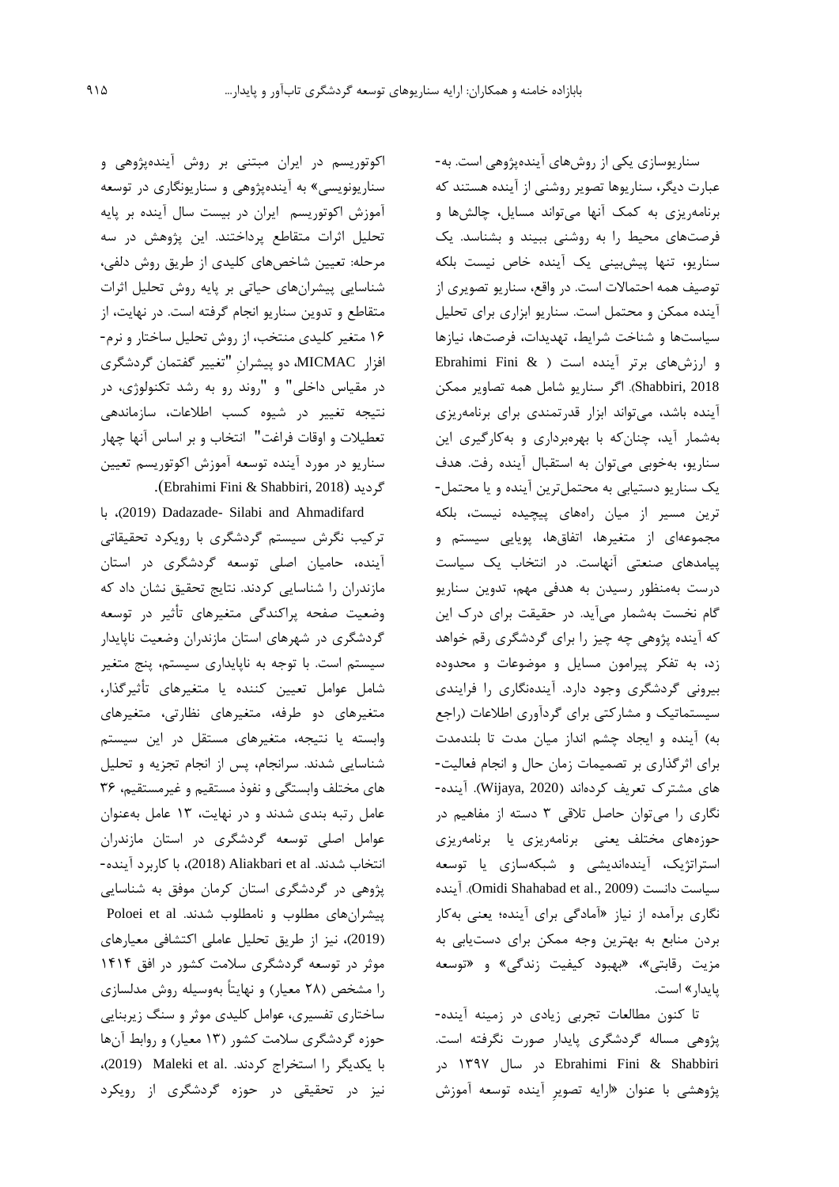سناریوسازی یکی از روش‌های آینده‌پژوهی است. به‌عبارت دیگر، سناریوها تصویر روشنی از آینده هستند که برنامه‌ریزی به کمک آنها می‌تواند مسایل، چالش‌ها و فرصت‌های محیط را به روشنی ببیند و بشناسد. یک سناریو، تنها پیش‌بینی یک آینده خاص نیست بلکه توصیف همه احتمالات است. در واقع، سناریو تصویری از آینده ممکن و محتمل است. سناریو ابزاری برای تحلیل سیاست‌ها و شناخت شرایط، تهدیدات، فرصت‌ها، نیازها و ارزش‌های برتر آینده است (Ebrahimi Fini & Shabbiri, 2018). اگر سناریو شامل همه تصاویر ممکن آینده باشد، می‌تواند ابزار قدرتمندی برای برنامه‌ریزی به‌شمار آید، چنان‌که با بهره‌برداری و به‌کارگیری این سناریو، به‌خوبی می‌توان به استقبال آینده رفت. هدف یک سناریو دستیابی به محتمل‌ترین آینده و یا محتمل‌ترین مسیر از میان راه‌های پیچیده نیست، بلکه مجموعه‌ای از متغیرها، اتفاق‌ها، پویایی سیستم و پیامدهای صنعتی آنهاست. در انتخاب یک سیاست درست به‌منظور رسیدن به هدفی مهم، تدوین سناریو گام نخست به‌شمار می‌آید. در حقیقت برای درک این که آینده پژوهی چه چیز را برای گردشگری رقم خواهد زد، به تفکر پیرامون مسایل و موضوعات و محدوده بیرونی گردشگری وجود دارد. آینده‌نگاری را فرایندی سیستماتیک و مشارکتی برای گردآوری اطلاعات (راجع به) آینده و ایجاد چشم انداز میان مدت تا بلندمدت برای اثرگذاری بر تصمیمات زمان حال و انجام فعالیت‌های مشترک تعریف کرده‌اند (Wijaya, 2020). آینده‌نگاری را می‌توان حاصل تلاقی ۳ دسته از مفاهیم در حوزه‌های مختلف یعنی برنامه‌ریزی یا برنامه‌ریزی استراتژیک، آینده‌اندیشی و شبکه‌سازی یا توسعه سیاست دانست (Omidi Shahabad et al., 2009). آینده نگاری برآمده از نیاز «آمادگی برای آینده؛ یعنی به‌کار بردن منابع به بهترین وجه ممکن برای دست‌یابی به مزیت رقابتی»، «بهبود کیفیت زندگی» و «توسعه پایدار» است.

تا کنون مطالعات تجربی زیادی در زمینه آینده‌پژوهی مساله گردشگری پایدار صورت نگرفته است. Ebrahimi Fini & Shabbiri در سال ۱۳۹۷ در پژوهشی با عنوان «ارایه تصویرِ آینده توسعه آموزش اکوتوریسم در ایران مبتنی بر روش آینده‌پژوهی و سناریونویسی» به آینده‌پژوهی و سناریونگاری در توسعه آموزش اکوتوریسم ایران در بیست سال آینده بر پایه تحلیل اثرات متقاطع پرداختند. این پژوهش در سه مرحله: تعیین شاخص‌های کلیدی از طریق روش دلفی، شناسایی پیشران‌های حیاتی بر پایه روش تحلیل اثرات متقاطع و تدوین سناریو انجام گرفته است. در نهایت، از ۱۶ متغیر کلیدی منتخب، از روش تحلیل ساختار و نرم‌افزار MICMAC، دو پیشرانِ "تغییر گفتمان گردشگری در مقیاس داخلی" و "روند رو به رشد تکنولوژی، در نتیجه تغییر در شیوه کسب اطلاعات، سازماندهی تعطیلات و اوقات فراغت" انتخاب و بر اساس آنها چهار سناریو در مورد آینده توسعه آموزش اکوتوریسم تعیین گردید (Ebrahimi Fini & Shabbiri, 2018).

Dadazade- Silabi and Ahmadifard (2019)، با ترکیب نگرش سیستم گردشگری با رویکرد تحقیقاتی آینده، حامیان اصلی توسعه گردشگری در استان مازندران را شناسایی کردند. نتایج تحقیق نشان داد که وضعیت صفحه پراکندگی متغیرهای تأثیر در توسعه گردشگری در شهرهای استان مازندران وضعیت ناپایدار سیستم است. با توجه به ناپایداری سیستم، پنج متغیر شامل عوامل تعیین کننده یا متغیرهای تأثیرگذار، متغیرهای دو طرفه، متغیرهای نظارتی، متغیرهای وابسته یا نتیجه، متغیرهای مستقل در این سیستم شناسایی شدند. سرانجام، پس از انجام تجزیه و تحلیل های مختلف وابستگی و نفوذ مستقیم و غیرمستقیم، ۳۶ عامل رتبه بندی شدند و در نهایت، ۱۳ عامل به‌عنوان عوامل اصلی توسعه گردشگری در استان مازندران انتخاب شدند. Aliakbari et al (2018)، با کاربرد آینده‌پژوهی در گردشگری استان کرمان موفق به شناسایی پیشران‌های مطلوب و نامطلوب شدند. Poloei et al (2019)، نیز از طریق تحلیل عاملی اکتشافی معیارهای موثر در توسعه گردشگری سلامت کشور در افق ۱۴۱۴ را مشخص (۲۸ معیار) و نهایتاً به‌وسیله روش مدلسازی ساختاری تفسیری، عوامل کلیدی موثر و سنگ زیربنایی حوزه گردشگری سلامت کشور (۱۳ معیار) و روابط آن‌ها با یکدیگر را استخراج کردند. Maleki et al. (2019)، نیز در تحقیقی در حوزه گردشگری از رویکرد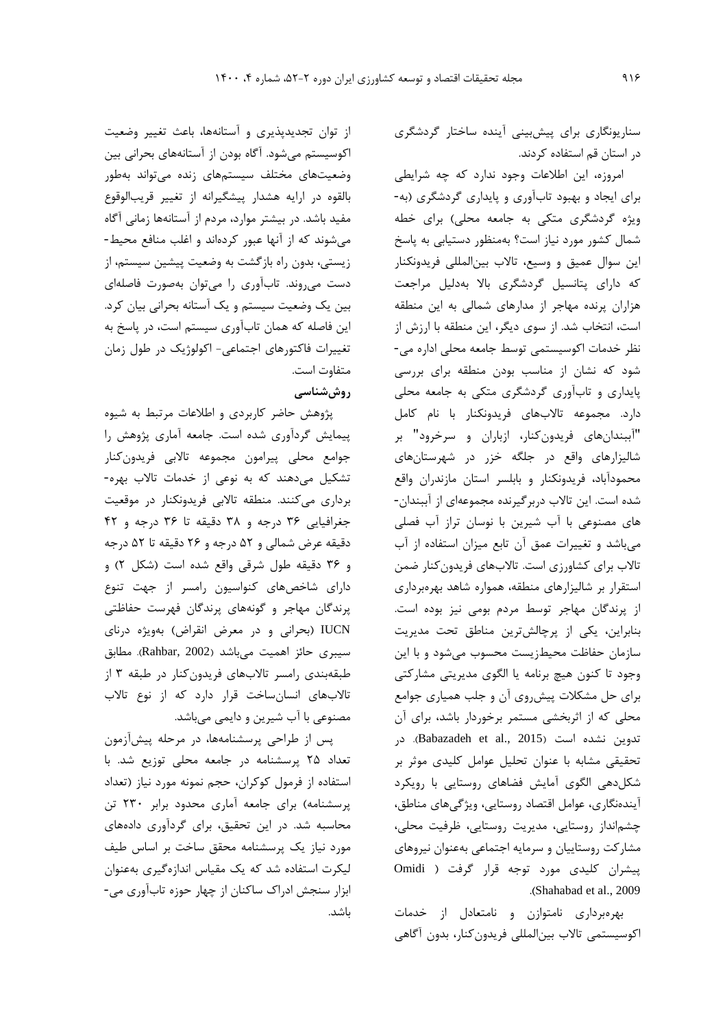سناریونگاری برای پیش‌بینی آینده ساختار گردشگری در استان قم استفاده کردند.

امروزه، این اطلاعات وجود ندارد که چه شرایطی برای ایجاد و بهبود تاب‌آوری و پایداری گردشگری (به‌ویژه گردشگری متکی به جامعه محلی) برای خطه شمال کشور مورد نیاز است؟ به‌منظور دستیابی به پاسخ این سوال عمیق و وسیع، تالاب بین‌المللی فریدونکنار که دارای پتانسیل گردشگری بالا به‌دلیل مراجعت هزاران پرنده مهاجر از مدارهای شمالی به این منطقه است، انتخاب شد. از سوی دیگر، این منطقه با ارزش از نظر خدمات اکوسیستمی توسط جامعه محلی اداره می‌شود که نشان از مناسب بودن منطقه برای بررسی پایداری و تاب‌آوری گردشگری متکی به جامعه محلی دارد. مجموعه تالاب‌های فریدونکنار با نام کامل "آببندان‌های فریدون‌کنار، ازباران و سرخرود" بر شالیزارهای واقع در جلگه خزر در شهرستان‌های محمودآباد، فریدونکنار و بابلسر استان مازندران واقع شده است. این تالاب دربرگیرنده مجموعه‌ای از آببندان‌های مصنوعی با آب شیرین با نوسان تراز آب فصلی می‌باشد و تغییرات عمق آن تابع میزان استفاده از آب تالاب برای کشاورزی است. تالاب‌های فریدون‌کنار ضمن استقرار بر شالیزارهای منطقه، همواره شاهد بهره‌برداری از پرندگان مهاجر توسط مردم بومی نیز بوده است. بنابراین، یکی از پرچالش‌ترین مناطق تحت مدیریت سازمان حفاظت محیط‌زیست محسوب می‌شود و با این وجود تا کنون هیچ برنامه یا الگوی مدیریتی مشارکتی برای حل مشکلات پیش‌روی آن و جلب همیاری جوامع محلی که از اثربخشی مستمر برخوردار باشد، برای آن تدوین نشده است (Babazadeh et al., 2015). در تحقیقی مشابه با عنوان تحلیل عوامل کلیدی موثر بر شکل‌دهی الگوی آمایش فضاهای روستایی با رویکرد آینده‌نگاری، عوامل اقتصاد روستایی، ویژگی‌های مناطق، چشم‌انداز روستایی، مدیریت روستایی، ظرفیت محلی، مشارکت روستاییان و سرمایه اجتماعی به‌عنوان نیروهای پیشران کلیدی مورد توجه قرار گرفت (Omidi Shahabad et al., 2009).

بهره‌برداری نامتوازن و نامتعادل از خدمات اکوسیستمی تالاب بین‌المللی فریدون‌کنار، بدون آگاهی از توان تجدیدپذیری و آستانه‌ها، باعث تغییر وضعیت اکوسیستم می‌شود. آگاه بودن از آستانه‌های بحرانی بین وضعیت‌های مختلف سیستم‌های زنده می‌تواند به‌طور بالقوه در ارایه هشدار پیشگیرانه از تغییر قریب‌الوقوع مفید باشد. در بیشتر موارد، مردم از آستانه‌ها زمانی آگاه می‌شوند که از آنها عبور کرده‌اند و اغلب منافع محیط-زیستی، بدون راه بازگشت به وضعیت پیشین سیستم، از دست می‌روند. تاب‌آوری را می‌توان به‌صورت فاصله‌ای بین یک وضعیت سیستم و یک آستانه بحرانی بیان کرد. این فاصله که همان تاب‌آوری سیستم است، در پاسخ به تغییرات فاکتورهای اجتماعی- اکولوژیک در طول زمان متفاوت است.

## روش‌شناسی

پژوهش حاضر کاربردی و اطلاعات مرتبط به شیوه پیمایش گردآوری شده است. جامعه آماری پژوهش را جوامع محلی پیرامون مجموعه تالابی فریدون‌کنار تشکیل می‌دهند که به نوعی از خدمات تالاب بهره-برداری می‌کنند. منطقه تالابی فریدونکنار در موقعیت جغرافیایی ۳۶ درجه و ۳۸ دقیقه تا ۳۶ درجه و ۴۲ دقیقه عرض شمالی و ۵۲ درجه و ۲۶ دقیقه تا ۵۲ درجه و ۳۶ دقیقه طول شرقی واقع شده است (شکل ۲) و دارای شاخص‌های کنواسیون رامسر از جهت تنوع پرندگان مهاجر و گونه‌های پرندگان فهرست حفاظتی IUCN (بحرانی و در معرض انقراض) بویژه درنای سیبری حائز اهمیت می‌باشد (Rahbar, 2002). مطابق طبقه‌بندی رامسر تالاب‌های فریدون‌کنار در طبقه ۳ از تالاب‌های انسان‌ساخت قرار دارد که از نوع تالاب مصنوعی با آب شیرین و دایمی می‌باشد.

پس از طراحی پرسشنامه‌ها، در مرحله پیش‌آزمون تعداد ۲۵ پرسشنامه در جامعه محلی توزیع شد. با استفاده از فرمول کوکران، حجم نمونه مورد نیاز (تعداد پرسشنامه) برای جامعه آماری محدود برابر ۲۳۰ تن محاسبه شد. در این تحقیق، برای گردآوری داده‌های مورد نیاز یک پرسشنامه محقق ساخت بر اساس طیف لیکرت استفاده شد که یک مقیاس اندازه‌گیری به‌عنوان ابزار سنجش ادراک ساکنان از چهار حوزه تاب‌آوری می‌باشد.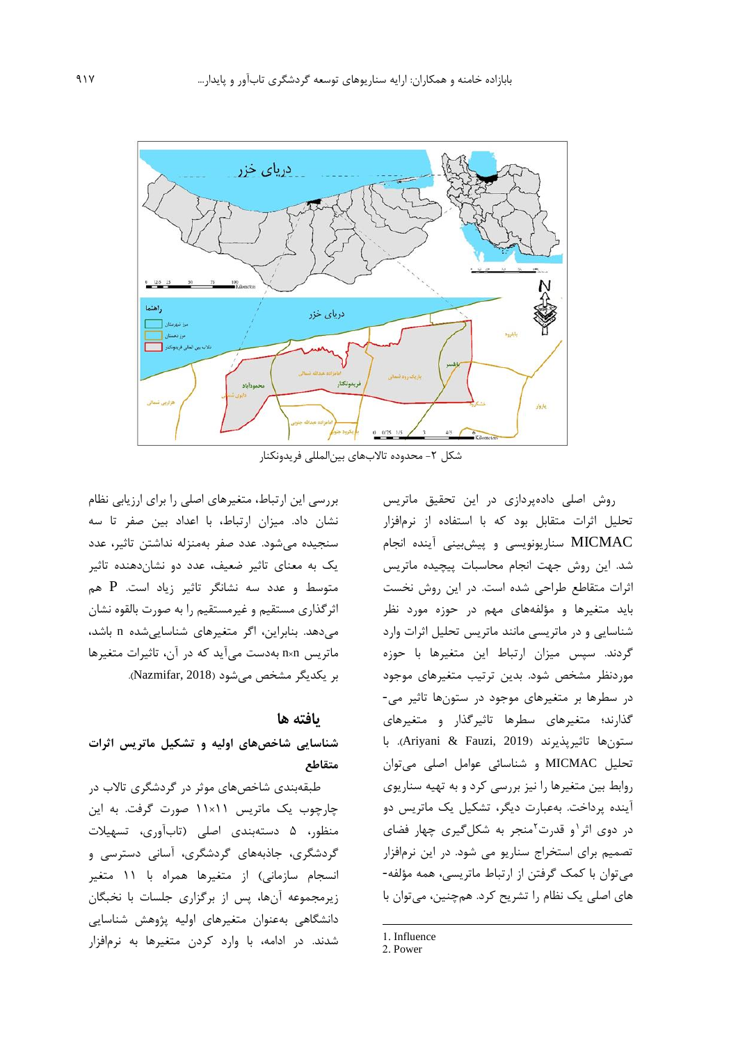شکل ۲- محدوده تالاب‌های بین‌المللی فریدونکنار

روش اصلی داده‌پردازی در این تحقیق ماتریس تحلیل اثرات متقابل بود که با استفاده از نرم‌افزار MICMAC سناریونویسی و پیش‌بینی آینده انجام شد. این روش جهت انجام محاسبات پیچیده ماتریس اثرات متقاطع طراحی شده است. در این روش نخست باید متغیرها و مؤلفه‌های مهم در حوزه مورد نظر شناسایی و در ماتریسی مانند ماتریس تحلیل اثرات وارد گردند. سپس میزان ارتباط این متغیرها با حوزه موردنظر مشخص شود. بدین ترتیب متغیرهای موجود در سطرها بر متغیرهای موجود در ستون‌ها تاثیر می‌گذارند؛ متغیرهای سطرها تاثیرگذار و متغیرهای ستون‌ها تاثیرپذیرند (Ariyani & Fauzi, 2019). با تحلیل MICMAC و شناسائی عوامل اصلی می‌توان روابط بین متغیرها را نیز بررسی کرد و به تهیه سناریوی آینده پرداخت. به‌عبارت دیگر، تشکیل یک ماتریس دو در دوی اثر[1] و قدرت[2] منجر به شکل‌گیری چهار فضای تصمیم برای استخراج سناریو می شود. در این نرم‌افزار می‌توان با کمک گرفتن از ارتباط ماتریسی، همه مؤلفه‌های اصلی یک نظام را تشریح کرد. همچنین، می‌توان با بررسی این ارتباط، متغیرهای اصلی را برای ارزیابی نظام نشان داد. میزان ارتباط، با اعداد بین صفر تا سه سنجیده می‌شود. عدد صفر به‌منزله نداشتن تاثیر، عدد یک به معنای تاثیر ضعیف، عدد دو نشان‌دهنده تاثیر متوسط و عدد سه نشانگر تاثیر زیاد است. P هم اثرگذاری مستقیم و غیرمستقیم را به صورت بالقوه نشان می‌دهد. بنابراین، اگر متغیرهای شناسایی‌شده n باشد، ماتریس n×n به‌دست می‌آید که در آن، تاثیرات متغیرها بر یکدیگر مشخص می‌شود (Nazmifar, 2018).

## یافته ها

### شناسایی شاخص‌های اولیه و تشکیل ماتریس اثرات متقاطع

طبقه‌بندی شاخص‌های موثر در گردشگری تالاب در چارچوب یک ماتریس ۱۱×۱۱ صورت گرفت. به این منظور، ۵ دسته‌بندی اصلی (تاب‌آوری، تسهیلات گردشگری، جاذبه‌های گردشگری، آسانی دسترسی و انسجام سازمانی) از متغیرها همراه با ۱۱ متغیر زیرمجموعه آن‌ها، پس از برگزاری جلسات با نخبگان دانشگاهی به‌عنوان متغیرهای اولیه پژوهش شناسایی شدند. در ادامه، با وارد کردن متغیرها به نرم‌افزار

---

1. Influence
2. Power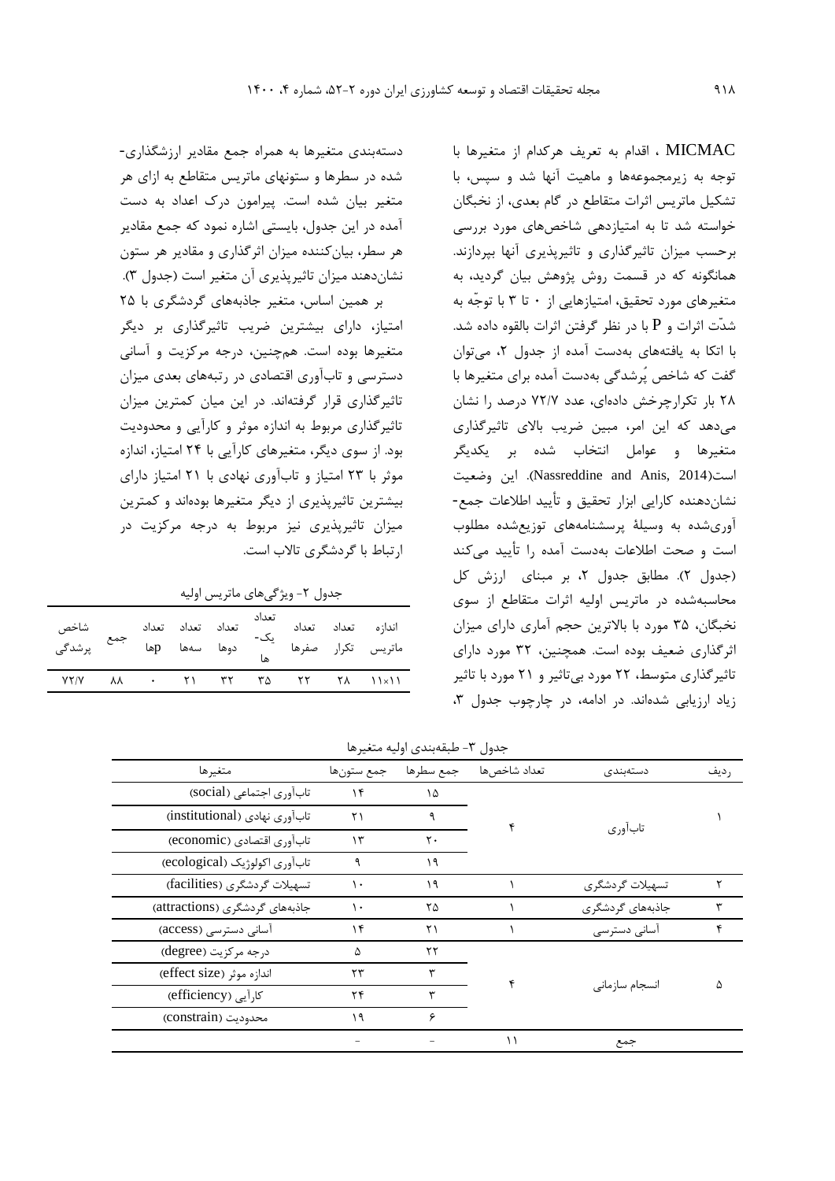MICMAC ، اقدام به تعریف هرکدام از متغیرها با توجه به زیرمجموعه‌ها و ماهیت آنها شد و سپس، با تشکیل ماتریس اثرات متقاطع در گام بعدی، از نخبگان خواسته شد تا به امتیازدهی شاخص‌های مورد بررسی برحسب میزان تاثیرگذاری و تاثیرپذیری آنها بپردازند. همانگونه که در قسمت روش پژوهش بیان گردید، به متغیرهای مورد تحقیق، امتیازهایی از ۰ تا ۳ با توجّه به شدّت اثرات و P با در نظر گرفتن اثرات بالقوه داده شد. با اتکا به یافته‌های به‌دست آمده از جدول ۲، می‌توان گفت که شاخص پُرشدگی به‌دست آمده برای متغیرها با ۲۸ بار تکرارچرخش داده‌ای، عدد ۷۲/۷ درصد را نشان می‌دهد که این امر، مبین ضریب بالای تاثیرگذاری متغیرها و عوامل انتخاب شده بر یکدیگر است(Nassreddine and Anis, 2014). این وضعیت نشان‌دهنده کارایی ابزار تحقیق و تأیید اطلاعات جمع‌آوری‌شده به وسیلهٔ پرسشنامه‌های توزیع‌شده مطلوب است و صحت اطلاعات به‌دست آمده را تأیید می‌کند (جدول ۲). مطابق جدول ۲، بر مبنای ارزش کل محاسبه‌شده در ماتریس اولیه اثرات متقاطع از سوی نخبگان، ۳۵ مورد با بالاترین حجم آماری دارای میزان اثرگذاری ضعیف بوده است. همچنین، ۳۲ مورد دارای تاثیرگذاری متوسط، ۲۲ مورد بی‌تاثیر و ۲۱ مورد با تاثیر زیاد ارزیابی شده‌اند. در ادامه، در چارچوب جدول ۳، دسته‌بندی متغیرها به همراه جمع مقادیر ارزشگذاری‌شده در سطرها و ستونهای ماتریس متقاطع به ازای هر متغیر بیان شده است. پیرامون درک اعداد به دست آمده در این جدول، بایستی اشاره نمود که جمع مقادیر هر سطر، بیان‌کننده میزان اثرگذاری و مقادیر هر ستون نشان‌دهند میزان تاثیرپذیری آن متغیر است (جدول ۳).

بر همین اساس، متغیر جاذبه‌های گردشگری با ۲۵ امتیاز، دارای بیشترین ضریب تاثیرگذاری بر دیگر متغیرها بوده است. همچنین، درجه مرکزیت و آسانی دسترسی و تاب‌آوری اقتصادی در رتبه‌های بعدی میزان تاثیرگذاری قرار گرفته‌اند. در این میان کمترین میزان تاثیرگذاری مربوط به اندازه موثر و کارآیی و محدودیت بود. از سوی دیگر، متغیرهای کارآیی با ۲۴ امتیاز، اندازه موثر با ۲۳ امتیاز و تاب‌آوری نهادی با ۲۱ امتیاز دارای بیشترین تاثیرپذیری از دیگر متغیرها بوده‌اند و کمترین میزان تاثیرپذیری نیز مربوط به درجه مرکزیت در ارتباط با گردشگری تالاب است.

جدول ۲- ویژگی‌های ماتریس اولیه

| اندازه ماتریس | تعداد تکرار | تعداد صفرها | تعداد یک‌ها | تعداد دوها | تعداد سه‌ها | تعداد pها | جمع | شاخص پرشدگی |
|---|---|---|---|---|---|---|---|---|
| ۱۱×۱۱ | ۲۸ | ۲۲ | ۳۵ | ۳۲ | ۲۱ | ۰ | ۸۸ | ۷۲/۷ |

جدول ۳- طبقه‌بندی اولیه متغیرها

| ردیف | دسته‌بندی | تعداد شاخص‌ها | جمع سطرها | جمع ستون‌ها | متغیرها |
|---|---|---|---|---|---|
| ۱ | تاب‌آوری | ۴ | ۱۵ | ۱۴ | تاب‌آوری اجتماعی (social) |
| | | | ۹ | ۲۱ | تاب‌آوری نهادی (institutional) |
| | | | ۲۰ | ۱۳ | تاب‌آوری اقتصادی (economic) |
| | | | ۱۹ | ۹ | تاب‌آوری اکولوژیک (ecological) |
| ۲ | تسهیلات گردشگری | ۱ | ۱۹ | ۱۰ | تسهیلات گردشگری (facilities) |
| ۳ | جاذبه‌های گردشگری | ۱ | ۲۵ | ۱۰ | جاذبه‌های گردشگری (attractions) |
| ۴ | آسانی دسترسی | ۱ | ۲۱ | ۱۴ | آسانی دسترسی (access) |
| ۵ | انسجام سازمانی | ۴ | ۲۲ | ۵ | درجه مرکزیت (degree) |
| | | | ۳ | ۲۳ | اندازه موثر (effect size) |
| | | | ۳ | ۲۴ | کارآیی (efficiency) |
| | | | ۶ | ۱۹ | محدودیت (constrain) |
| | جمع | ۱۱ | - | - | |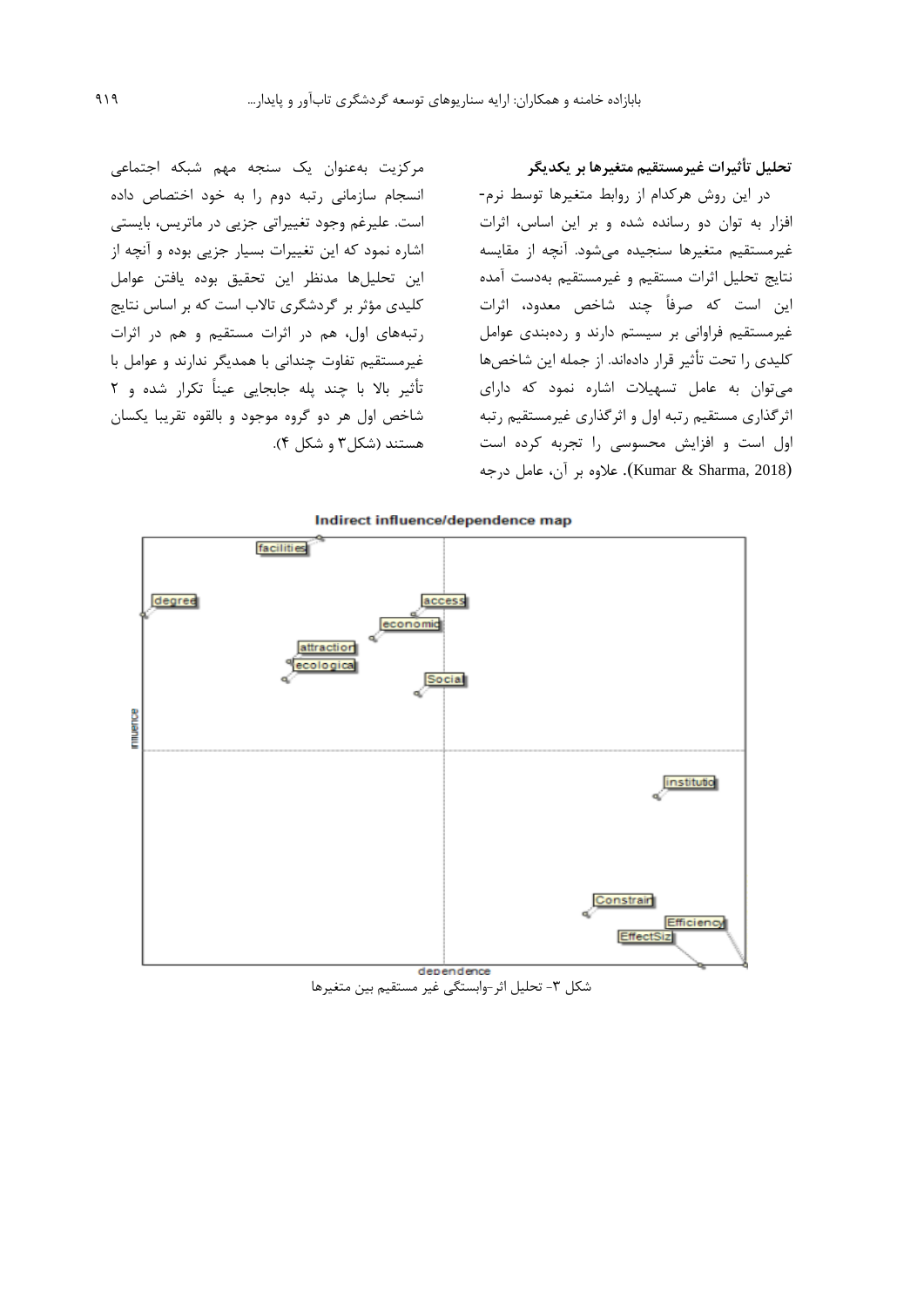### تحلیل تأثیرات غیرمستقیم متغیرها بر یکدیگر

در این روش هرکدام از روابط متغیرها توسط نرم‌افزار به توان دو رسانده شده و بر این اساس، اثرات غیرمستقیم متغیرها سنجیده می‌شود. آنچه از مقایسه نتایج تحلیل اثرات مستقیم و غیرمستقیم به‌دست آمده این است که صرفاً چند شاخص معدود، اثرات غیرمستقیم فراوانی بر سیستم دارند و رده‌بندی عوامل کلیدی را تحت تأثیر قرار داده‌اند. از جمله این شاخص‌ها می‌توان به عامل تسهیلات اشاره نمود که دارای اثرگذاری مستقیم رتبه اول و اثرگذاری غیرمستقیم رتبه اول است و افزایش محسوسی را تجربه کرده است (Kumar & Sharma, 2018). علاوه بر آن، عامل درجه مرکزیت به‌عنوان یک سنجه مهم شبکه اجتماعی انسجام سازمانی رتبه دوم را به خود اختصاص داده است. علیرغم وجود تغییراتی جزیی در ماتریس، بایستی اشاره نمود که این تغییرات بسیار جزیی بوده و آنچه از این تحلیل‌ها مدنظر این تحقیق بوده یافتن عوامل کلیدی مؤثر بر گردشگری تالاب است که بر اساس نتایج رتبه‌های اول، هم در اثرات مستقیم و هم در اثرات غیرمستقیم تفاوت چندانی با همدیگر ندارند و عوامل با تأثیر بالا با چند پله جابجایی عیناً تکرار شده و ۲ شاخص اول هر دو گروه موجود و بالقوه تقریبا یکسان هستند (شکل۳ و شکل ۴).

شکل ۳- تحلیل اثر-وابستگی غیر مستقیم بین متغیرها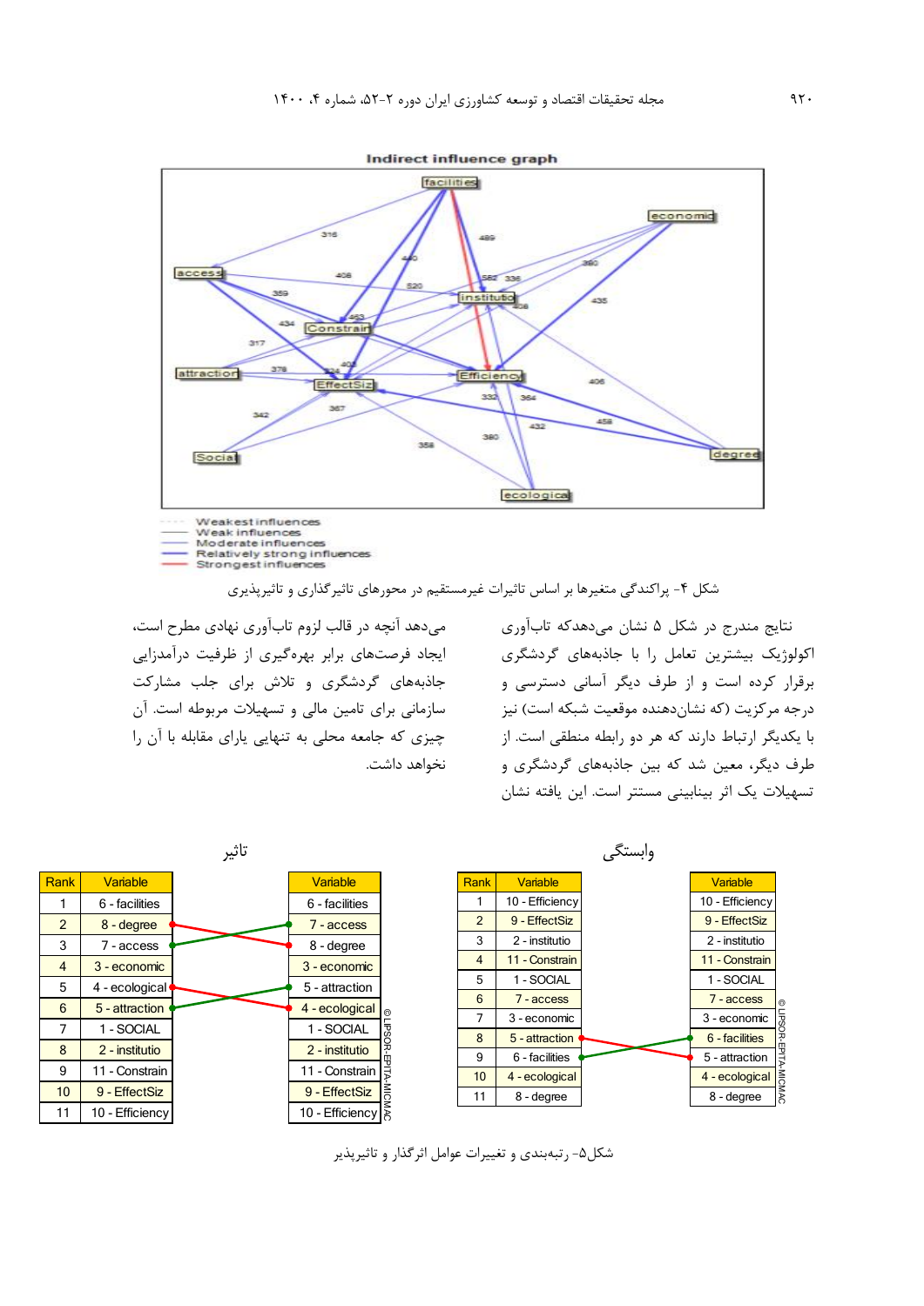Indirect influence graph

شکل ۴- پراکندگی متغیرها بر اساس تاثیرات غیرمستقیم در محورهای تاثیرگذاری و تاثیرپذیری

نتایج مندرج در شکل ۵ نشان می‌دهدکه تاب‌آوری اکولوژیک بیشترین تعامل را با جاذبه‌های گردشگری برقرار کرده است و از طرف دیگر آسانی دسترسی و درجه مرکزیت (که نشان‌دهنده موقعیت شبکه است) نیز با یکدیگر ارتباط دارند که هر دو رابطه منطقی است. از طرف دیگر، معین شد که بین جاذبه‌های گردشگری و تسهیلات یک اثر بینابینی مستتر است. این یافته نشان می‌دهد آنچه در قالب لزوم تاب‌آوری نهادی مطرح است، ایجاد فرصت‌های برابر بهره‌گیری از ظرفیت درآمدزایی جاذبه‌های گردشگری و تلاش برای جلب مشارکت سازمانی برای تامین مالی و تسهیلات مربوطه است. آن چیزی که جامعه محلی به تنهایی یارای مقابله با آن را نخواهد داشت.

وابستگی

| Rank | Variable | Variable |
|---|---|---|
| 1 | 10 - Efficiency | 10 - Efficiency |
| 2 | 9 - EffectSiz | 9 - EffectSiz |
| 3 | 2 - institutio | 2 - institutio |
| 4 | 11 - Constrain | 11 - Constrain |
| 5 | 1 - SOCIAL | 1 - SOCIAL |
| 6 | 7 - access | 7 - access |
| 7 | 3 - economic | 3 - economic |
| 8 | 5 - attraction | 6 - facilities |
| 9 | 6 - facilities | 5 - attraction |
| 10 | 4 - ecological | 4 - ecological |
| 11 | 8 - degree | 8 - degree |

تاثیر

| Rank | Variable | Variable |
|---|---|---|
| 1 | 6 - facilities | 6 - facilities |
| 2 | 8 - degree | 7 - access |
| 3 | 7 - access | 8 - degree |
| 4 | 3 - economic | 3 - economic |
| 5 | 4 - ecological | 5 - attraction |
| 6 | 5 - attraction | 4 - ecological |
| 7 | 1 - SOCIAL | 1 - SOCIAL |
| 8 | 2 - institutio | 2 - institutio |
| 9 | 11 - Constrain | 11 - Constrain |
| 10 | 9 - EffectSiz | 9 - EffectSiz |
| 11 | 10 - Efficiency | 10 - Efficiency |

شکل۵- رتبه‌بندی و تغییرات عوامل اثرگذار و تاثیرپذیر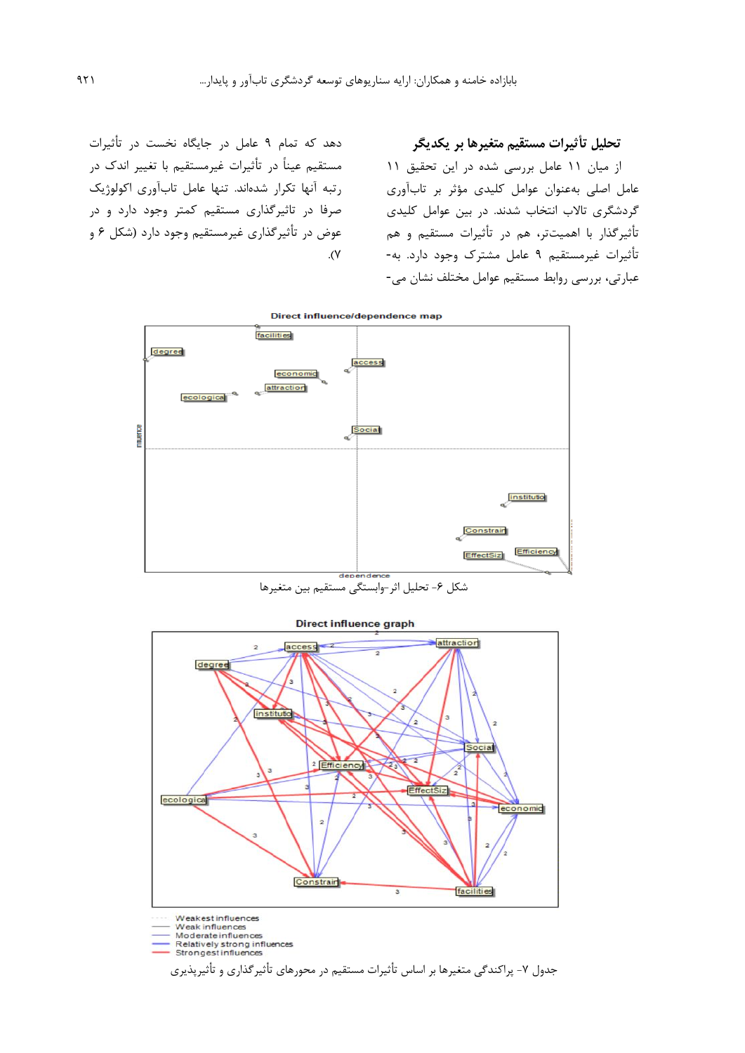## تحلیل تأثیرات مستقیم متغیرها بر یکدیگر

از میان ۱۱ عامل بررسی شده در این تحقیق ۱۱ عامل اصلی به‌عنوان عوامل کلیدی مؤثر بر تاب‌آوری گردشگری تالاب انتخاب شدند. در بین عوامل کلیدی تأثیرگذار با اهمیت‌تر، هم در تأثیرات مستقیم و هم تأثیرات غیرمستقیم ۹ عامل مشترک وجود دارد. به‌-عبارتی، بررسی روابط مستقیم عوامل مختلف نشان می‌-دهد که تمام ۹ عامل در جایگاه نخست در تأثیرات مستقیم عیناً در تأثیرات غیرمستقیم با تغییر اندک در رتبه آنها تکرار شده‌اند. تنها عامل تاب‌آوری اکولوژیک صرفا در تاثیرگذاری مستقیم کمتر وجود دارد و در عوض در تأثیرگذاری غیرمستقیم وجود دارد (شکل ۶ و ۷).

شکل ۶- تحلیل اثر-وابستگی مستقیم بین متغیرها

جدول ۷- پراکندگی متغیرها بر اساس تأثیرات مستقیم در محورهای تأثیرگذاری و تأثیرپذیری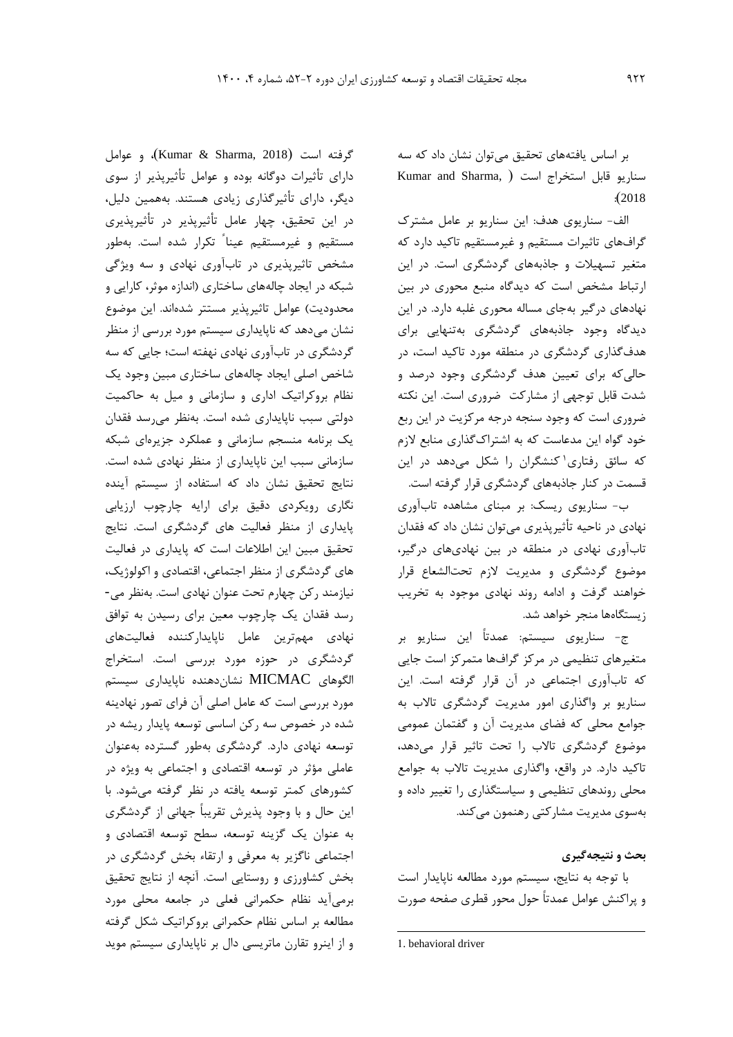بر اساس یافته‌های تحقیق می‌توان نشان داد که سه سناریو قابل استخراج است (Kumar and Sharma, 2018):

الف- سناریوی هدف: این سناریو بر عامل مشترک گراف‌های تاثیرات مستقیم و غیرمستقیم تاکید دارد که متغیر تسهیلات و جاذبه‌های گردشگری است. در این ارتباط مشخص است که دیدگاه منبع محوری در بین نهادهای درگیر به‌جای مساله محوری غلبه دارد. در این دیدگاه وجود جاذبه‌های گردشگری به‌تنهایی برای هدف‌گذاری گردشگری در منطقه مورد تاکید است، در حالی‌که برای تعیین هدف گردشگری وجود درصد و شدت قابل توجهی از مشارکت ضروری است. این نکته ضروری است که وجود سنجه درجه مرکزیت در این ربع خود گواه این مدعاست که به اشتراک‌گذاری منابع لازم که سائق رفتاری[1] کنشگران را شکل می‌دهد در این قسمت در کنار جاذبه‌های گردشگری قرار گرفته است.

ب- سناریوی ریسک: بر مبنای مشاهده تاب‌آوری نهادی در ناحیه تأثیرپذیری می‌توان نشان داد که فقدان تاب‌آوری نهادی در منطقه در بین نهادهای درگیر، موضوع گردشگری و مدیریت لازم تحت‌الشعاع قرار خواهند گرفت و ادامه روند نهادی موجود به تخریب زیستگاه‌ها منجر خواهد شد.

ج- سناریوی سیستم: عمدتاً این سناریو بر متغیرهای تنظیمی در مرکز گراف‌ها متمرکز است جایی که تاب‌آوری اجتماعی در آن قرار گرفته است. این سناریو بر واگذاری امور مدیریت گردشگری تالاب به جوامع محلی که فضای مدیریت آن و گفتمان عمومی موضوع گردشگری تالاب را تحت تاثیر قرار می‌دهد، تاکید دارد. در واقع، واگذاری مدیریت تالاب به جوامع محلی روندهای تنظیمی و سیاستگذاری را تغییر داده و به‌سوی مدیریت مشارکتی رهنمون می‌کند.

### بحث و نتیجه‌گیری

با توجه به نتایج، سیستم مورد مطالعه ناپایدار است و پراکنش عوامل عمدتاً حول محور قطری صفحه صورت گرفته است (Kumar & Sharma, 2018)، و عوامل دارای تأثیرات دوگانه بوده و عوامل تأثیرپذیر از سوی دیگر، دارای تأثیرگذاری زیادی هستند. به‌همین دلیل، در این تحقیق، چهار عامل تأثیرپذیر در تأثیرپذیری مستقیم و غیرمستقیم عیناً تکرار شده است. به‌طور مشخص تاثیرپذیری در تاب‌آوری نهادی و سه ویژگی شبکه در ایجاد چاله‌های ساختاری (اندازه موثر، کارایی و محدودیت) عوامل تاثیرپذیر مستتر شده‌اند. این موضوع نشان می‌دهد که ناپایداری سیستم مورد بررسی از منظر گردشگری در تاب‌آوری نهادی نهفته است؛ جایی که سه شاخص اصلی ایجاد چاله‌های ساختاری مبین وجود یک نظام بروکراتیک اداری و سازمانی و میل به حاکمیت دولتی سبب ناپایداری شده است. به‌نظر می‌رسد فقدان یک برنامه منسجم سازمانی و عملکرد جزیره‌ای شبکه سازمانی سبب این ناپایداری از منظر نهادی شده است. نتایج تحقیق نشان داد که استفاده از سیستم آینده نگاری رویکردی دقیق برای ارایه چارچوب ارزیابی پایداری از منظر فعالیت های گردشگری است. نتایج تحقیق مبین این اطلاعات است که پایداری در فعالیت های گردشگری از منظر اجتماعی، اقتصادی و اکولوژیک، نیازمند رکن چهارم تحت عنوان نهادی است. به‌نظر می‌رسد فقدان یک چارچوب معین برای رسیدن به توافق نهادی مهم‌ترین عامل ناپایدارکننده فعالیت‌های گردشگری در حوزه مورد بررسی است. استخراج الگوهای MICMAC نشان‌دهنده ناپایداری سیستم مورد بررسی است که عامل اصلی آن فرای تصور نهادینه شده در خصوص سه رکن اساسی توسعه پایدار ریشه در توسعه نهادی دارد. گردشگری به‌طور گسترده به‌عنوان عاملی مؤثر در توسعه اقتصادی و اجتماعی به ویژه در کشورهای کمتر توسعه یافته در نظر گرفته می‌شود. با این حال و با وجود پذیرش تقریباً جهانی از گردشگری به عنوان یک گزینه توسعه، سطح توسعه اقتصادی و اجتماعی ناگزیر به معرفی و ارتقاء بخش گردشگری در بخش کشاورزی و روستایی است. آنچه از نتایج تحقیق برمی‌آید نظام حکمرانی فعلی در جامعه محلی مورد مطالعه بر اساس نظام حکمرانی بروکراتیک شکل گرفته و از اینرو تقارن ماتریسی دال بر ناپایداری سیستم موید

---

1. behavioral driver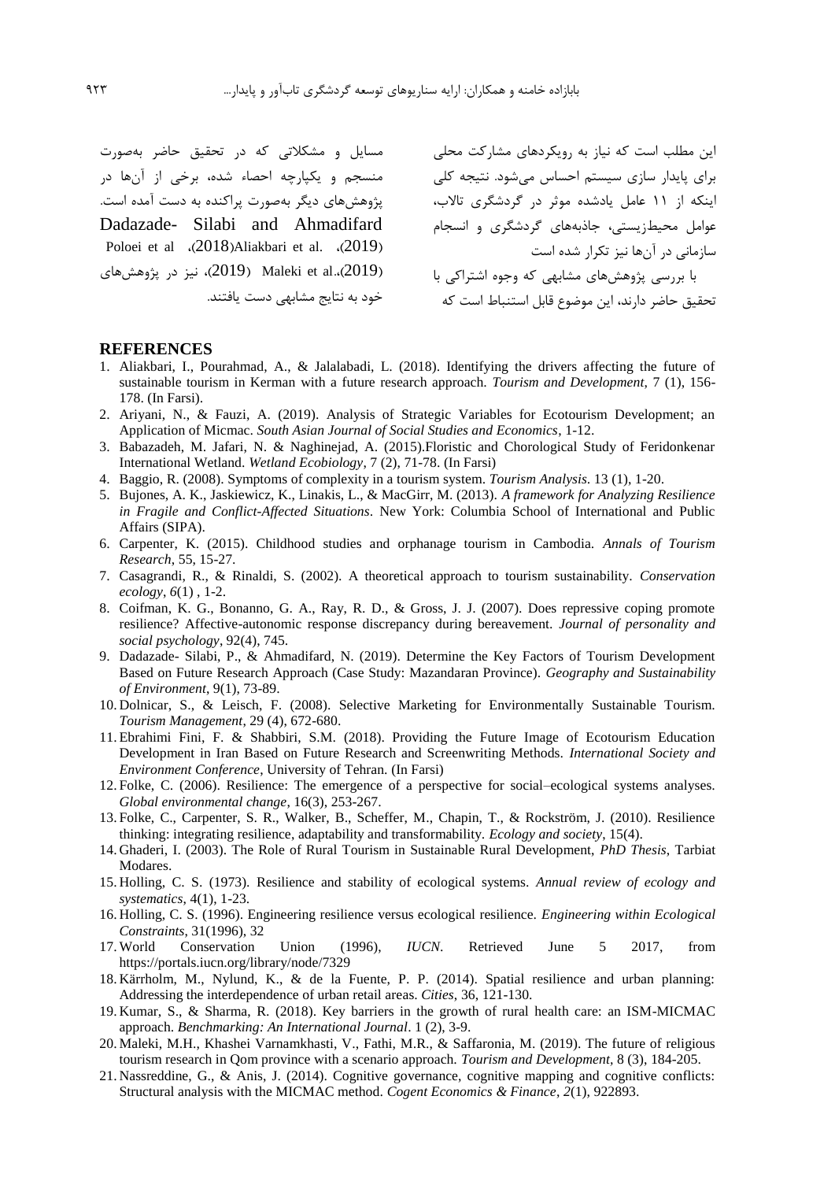این مطلب است که نیاز به رویکردهای مشارکت محلی برای پایدار سازی سیستم احساس می‌شود. نتیجه کلی اینکه از ۱۱ عامل یادشده موثر در گردشگری تالاب، عوامل محیط‌زیستی، جاذبه‌های گردشگری و انسجام سازمانی در آن‌ها نیز تکرار شده است

با بررسی پژوهش‌های مشابهی که وجوه اشتراکی با تحقیق حاضر دارند، این موضوع قابل استنباط است که مسایل و مشکلاتی که در تحقیق حاضر به‌صورت منسجم و یکپارچه احصاء شده، برخی از آن‌ها در پژوهش‌های دیگر به‌صورت پراکنده به دست آمده است. Dadazade- Silabi and Ahmadifard (2019)، Aliakbari et al. (2018)، Poloei et al (2019)، Maleki et al. (2019)، نیز در پژوهش‌های خود به نتایج مشابهی دست یافتند.

## REFERENCES

1. Aliakbari, I., Pourahmad, A., & Jalalabadi, L. (2018). Identifying the drivers affecting the future of sustainable tourism in Kerman with a future research approach. *Tourism and Development*, 7 (1), 156-178. (In Farsi).
2. Ariyani, N., & Fauzi, A. (2019). Analysis of Strategic Variables for Ecotourism Development; an Application of Micmac. *South Asian Journal of Social Studies and Economics*, 1-12.
3. Babazadeh, M. Jafari, N. & Naghinejad, A. (2015).Floristic and Chorological Study of Feridonkenar International Wetland. *Wetland Ecobiology*, 7 (2), 71-78. (In Farsi)
4. Baggio, R. (2008). Symptoms of complexity in a tourism system. *Tourism Analysis*. 13 (1), 1-20.
5. Bujones, A. K., Jaskiewicz, K., Linakis, L., & MacGirr, M. (2013). *A framework for Analyzing Resilience in Fragile and Conflict-Affected Situations*. New York: Columbia School of International and Public Affairs (SIPA).
6. Carpenter, K. (2015). Childhood studies and orphanage tourism in Cambodia. *Annals of Tourism Research*, 55, 15-27.
7. Casagrandi, R., & Rinaldi, S. (2002). A theoretical approach to tourism sustainability. *Conservation ecology*, *6*(1) , 1-2.
8. Coifman, K. G., Bonanno, G. A., Ray, R. D., & Gross, J. J. (2007). Does repressive coping promote resilience? Affective-autonomic response discrepancy during bereavement. *Journal of personality and social psychology*, 92(4), 745.
9. Dadazade- Silabi, P., & Ahmadifard, N. (2019). Determine the Key Factors of Tourism Development Based on Future Research Approach (Case Study: Mazandaran Province). *Geography and Sustainability of Environment*, 9(1), 73-89.
10. Dolnicar, S., & Leisch, F. (2008). Selective Marketing for Environmentally Sustainable Tourism. *Tourism Management*, 29 (4), 672-680.
11. Ebrahimi Fini, F. & Shabbiri, S.M. (2018). Providing the Future Image of Ecotourism Education Development in Iran Based on Future Research and Screenwriting Methods. *International Society and Environment Conference*, University of Tehran. (In Farsi)
12. Folke, C. (2006). Resilience: The emergence of a perspective for social–ecological systems analyses. *Global environmental change*, 16(3), 253-267.
13. Folke, C., Carpenter, S. R., Walker, B., Scheffer, M., Chapin, T., & Rockström, J. (2010). Resilience thinking: integrating resilience, adaptability and transformability. *Ecology and society*, 15(4).
14. Ghaderi, I. (2003). The Role of Rural Tourism in Sustainable Rural Development, *PhD Thesis*, Tarbiat Modares.
15. Holling, C. S. (1973). Resilience and stability of ecological systems. *Annual review of ecology and systematics*, 4(1), 1-23.
16. Holling, C. S. (1996). Engineering resilience versus ecological resilience. *Engineering within Ecological Constraints*, 31(1996), 32
17. World Conservation Union (1996), *IUCN*. Retrieved June 5 2017, from https://portals.iucn.org/library/node/7329
18. Kärrholm, M., Nylund, K., & de la Fuente, P. P. (2014). Spatial resilience and urban planning: Addressing the interdependence of urban retail areas. *Cities*, 36, 121-130.
19. Kumar, S., & Sharma, R. (2018). Key barriers in the growth of rural health care: an ISM-MICMAC approach. *Benchmarking: An International Journal*. 1 (2), 3-9.
20. Maleki, M.H., Khashei Varnamkhasti, V., Fathi, M.R., & Saffaronia, M. (2019). The future of religious tourism research in Qom province with a scenario approach. *Tourism and Development*, 8 (3), 184-205.
21. Nassreddine, G., & Anis, J. (2014). Cognitive governance, cognitive mapping and cognitive conflicts: Structural analysis with the MICMAC method. *Cogent Economics & Finance*, *2*(1), 922893.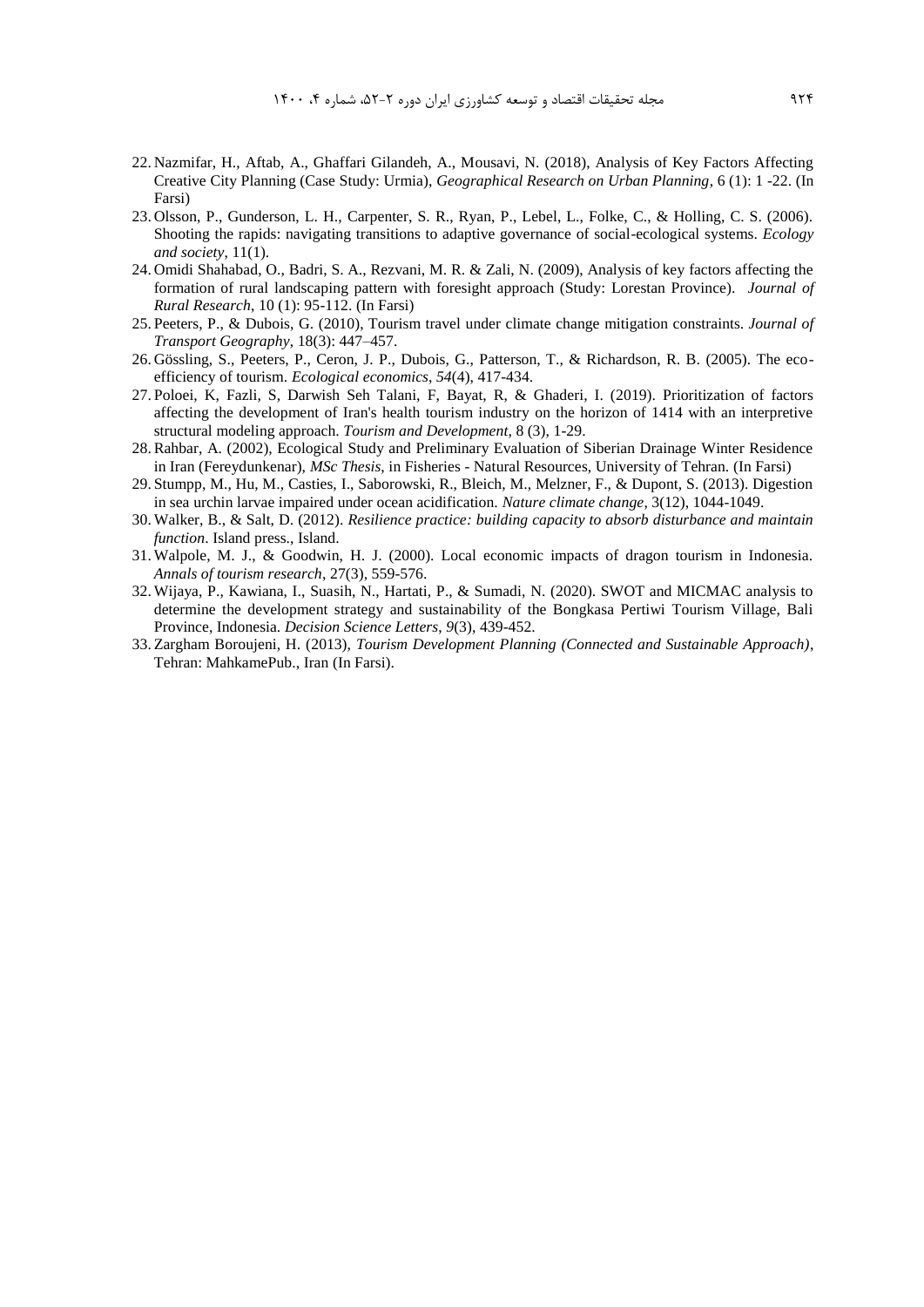22. Nazmifar, H., Aftab, A., Ghaffari Gilandeh, A., Mousavi, N. (2018), Analysis of Key Factors Affecting Creative City Planning (Case Study: Urmia), *Geographical Research on Urban Planning*, 6 (1): 1 -22. (In Farsi)
23. Olsson, P., Gunderson, L. H., Carpenter, S. R., Ryan, P., Lebel, L., Folke, C., & Holling, C. S. (2006). Shooting the rapids: navigating transitions to adaptive governance of social-ecological systems. *Ecology and society*, 11(1).
24. Omidi Shahabad, O., Badri, S. A., Rezvani, M. R. & Zali, N. (2009), Analysis of key factors affecting the formation of rural landscaping pattern with foresight approach (Study: Lorestan Province). *Journal of Rural Research*, 10 (1): 95-112. (In Farsi)
25. Peeters, P., & Dubois, G. (2010), Tourism travel under climate change mitigation constraints. *Journal of Transport Geography*, 18(3): 447–457.
26. Gössling, S., Peeters, P., Ceron, J. P., Dubois, G., Patterson, T., & Richardson, R. B. (2005). The eco-efficiency of tourism. *Ecological economics*, *54*(4), 417-434.
27. Poloei, K, Fazli, S, Darwish Seh Talani, F, Bayat, R, & Ghaderi, I. (2019). Prioritization of factors affecting the development of Iran's health tourism industry on the horizon of 1414 with an interpretive structural modeling approach. *Tourism and Development*, 8 (3), 1-29.
28. Rahbar, A. (2002), Ecological Study and Preliminary Evaluation of Siberian Drainage Winter Residence in Iran (Fereydunkenar), *MSc Thesis*, in Fisheries - Natural Resources, University of Tehran. (In Farsi)
29. Stumpp, M., Hu, M., Casties, I., Saborowski, R., Bleich, M., Melzner, F., & Dupont, S. (2013). Digestion in sea urchin larvae impaired under ocean acidification. *Nature climate change*, 3(12), 1044-1049.
30. Walker, B., & Salt, D. (2012). *Resilience practice: building capacity to absorb disturbance and maintain function*. Island press., Island.
31. Walpole, M. J., & Goodwin, H. J. (2000). Local economic impacts of dragon tourism in Indonesia. *Annals of tourism research*, 27(3), 559-576.
32. Wijaya, P., Kawiana, I., Suasih, N., Hartati, P., & Sumadi, N. (2020). SWOT and MICMAC analysis to determine the development strategy and sustainability of the Bongkasa Pertiwi Tourism Village, Bali Province, Indonesia. *Decision Science Letters*, *9*(3), 439-452.
33. Zargham Boroujeni, H. (2013), *Tourism Development Planning (Connected and Sustainable Approach)*, Tehran: MahkamePub., Iran (In Farsi).